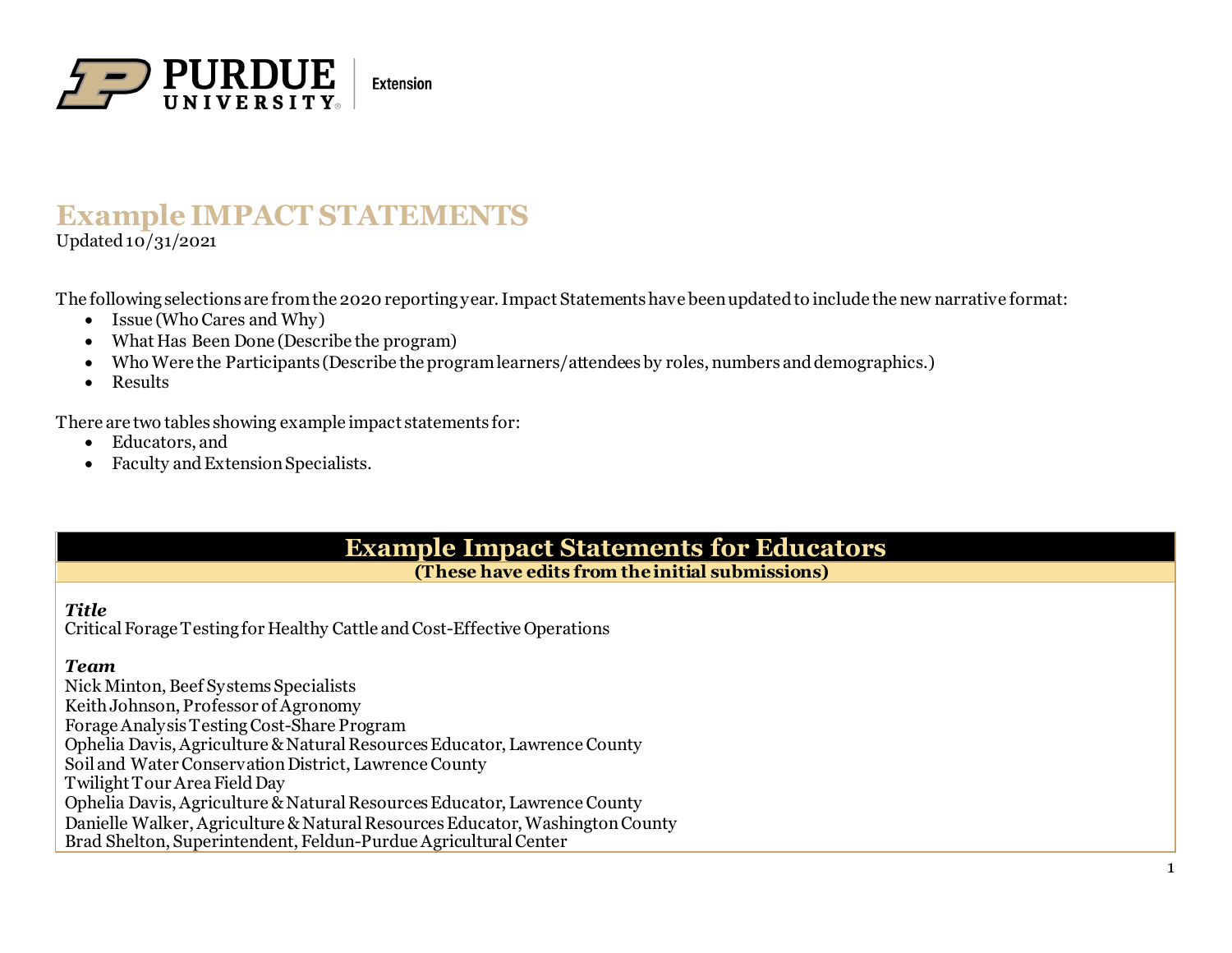# Example IMPACT STATEMENTS

Updated 10/31/2021

The following selections are from the 2020 reporting year. Impact Statements have been updated to include the new narrative format:

- Issue (Who Cares and Why)
- What Has Been Done (Describe the program)
- Who Were the Participants (Describe the program learners/attendees by roles, numbers and demographics.)
- Results

There are two tables showing example impact statements for:

- Educators, and
- Faculty and Extension Specialists.

## Example Impact Statements for Educators

**(These have edits from the initial submissions)**

***Title***

Critical Forage Testing for Healthy Cattle and Cost-Effective Operations

***Team***

Nick Minton, Beef Systems Specialists
Keith Johnson, Professor of Agronomy
Forage Analysis Testing Cost-Share Program
Ophelia Davis, Agriculture & Natural Resources Educator, Lawrence County
Soil and Water Conservation District, Lawrence County
Twilight Tour Area Field Day
Ophelia Davis, Agriculture & Natural Resources Educator, Lawrence County
Danielle Walker, Agriculture & Natural Resources Educator, Washington County
Brad Shelton, Superintendent, Feldun-Purdue Agricultural Center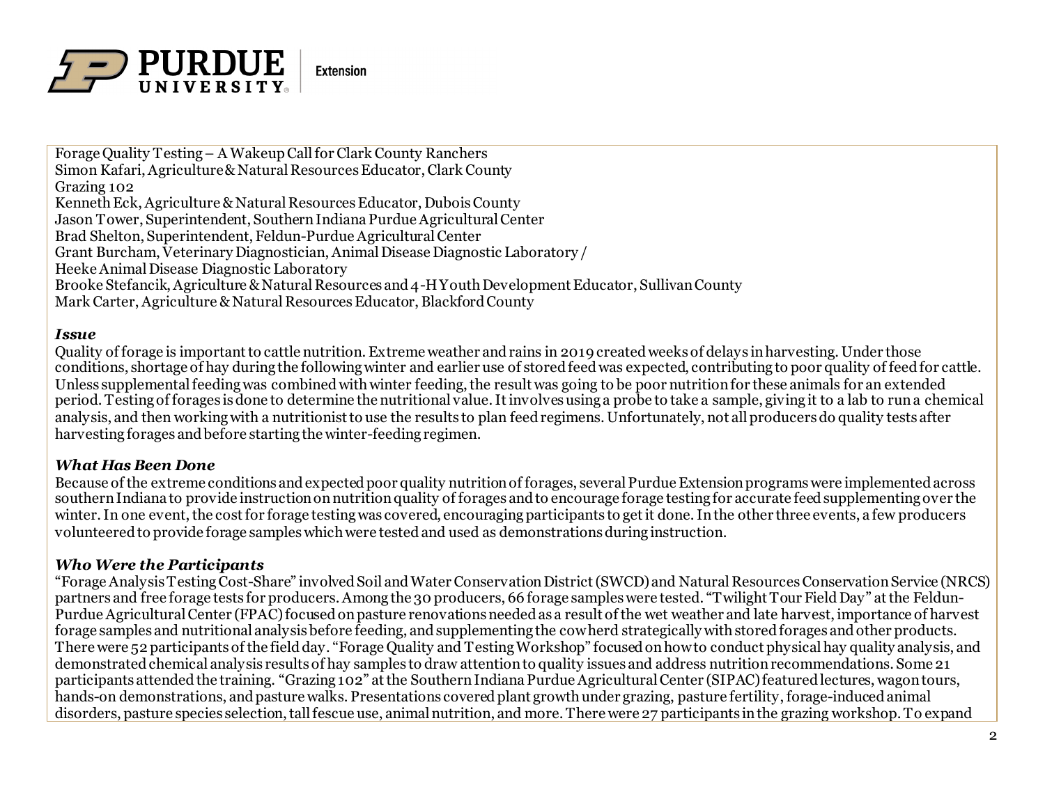Forage Quality Testing – A Wakeup Call for Clark County Ranchers
Simon Kafari, Agriculture & Natural Resources Educator, Clark County
Grazing 102
Kenneth Eck, Agriculture & Natural Resources Educator, Dubois County
Jason Tower, Superintendent, Southern Indiana Purdue Agricultural Center
Brad Shelton, Superintendent, Feldun-Purdue Agricultural Center
Grant Burcham, Veterinary Diagnostician, Animal Disease Diagnostic Laboratory / Heeke Animal Disease Diagnostic Laboratory
Brooke Stefancik, Agriculture & Natural Resources and 4-H Youth Development Educator, Sullivan County
Mark Carter, Agriculture & Natural Resources Educator, Blackford County

### *Issue*

Quality of forage is important to cattle nutrition. Extreme weather and rains in 2019 created weeks of delays in harvesting. Under those conditions, shortage of hay during the following winter and earlier use of stored feed was expected, contributing to poor quality of feed for cattle. Unless supplemental feeding was combined with winter feeding, the result was going to be poor nutrition for these animals for an extended period. Testing of forages is done to determine the nutritional value. It involves using a probe to take a sample, giving it to a lab to run a chemical analysis, and then working with a nutritionist to use the results to plan feed regimens. Unfortunately, not all producers do quality tests after harvesting forages and before starting the winter-feeding regimen.

### *What Has Been Done*

Because of the extreme conditions and expected poor quality nutrition of forages, several Purdue Extension programs were implemented across southern Indiana to provide instruction on nutrition quality of forages and to encourage forage testing for accurate feed supplementing over the winter. In one event, the cost for forage testing was covered, encouraging participants to get it done. In the other three events, a few producers volunteered to provide forage samples which were tested and used as demonstrations during instruction.

### *Who Were the Participants*

"Forage Analysis Testing Cost-Share" involved Soil and Water Conservation District (SWCD) and Natural Resources Conservation Service (NRCS) partners and free forage tests for producers. Among the 30 producers, 66 forage samples were tested. "Twilight Tour Field Day" at the Feldun-Purdue Agricultural Center (FPAC) focused on pasture renovations needed as a result of the wet weather and late harvest, importance of harvest forage samples and nutritional analysis before feeding, and supplementing the cowherd strategically with stored forages and other products. There were 52 participants of the field day. "Forage Quality and Testing Workshop" focused on how to conduct physical hay quality analysis, and demonstrated chemical analysis results of hay samples to draw attention to quality issues and address nutrition recommendations. Some 21 participants attended the training. "Grazing 102" at the Southern Indiana Purdue Agricultural Center (SIPAC) featured lectures, wagon tours, hands-on demonstrations, and pasture walks. Presentations covered plant growth under grazing, pasture fertility, forage-induced animal disorders, pasture species selection, tall fescue use, animal nutrition, and more. There were 27 participants in the grazing workshop. To expand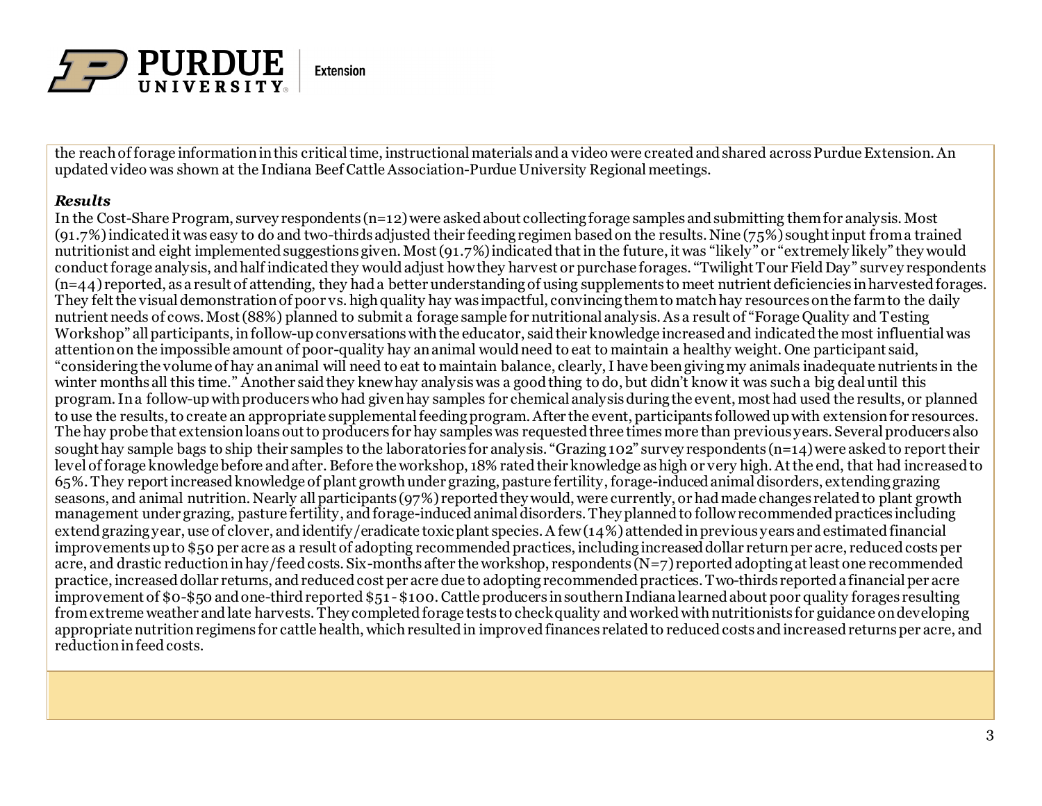the reach of forage information in this critical time, instructional materials and a video were created and shared across Purdue Extension. An updated video was shown at the Indiana Beef Cattle Association-Purdue University Regional meetings.

***Results***

In the Cost-Share Program, survey respondents (n=12) were asked about collecting forage samples and submitting them for analysis. Most (91.7%) indicated it was easy to do and two-thirds adjusted their feeding regimen based on the results. Nine (75%) sought input from a trained nutritionist and eight implemented suggestions given. Most (91.7%) indicated that in the future, it was "likely" or "extremely likely" they would conduct forage analysis, and half indicated they would adjust how they harvest or purchase forages. "Twilight Tour Field Day" survey respondents (n=44) reported, as a result of attending, they had a better understanding of using supplements to meet nutrient deficiencies in harvested forages. They felt the visual demonstration of poor vs. high quality hay was impactful, convincing them to match hay resources on the farm to the daily nutrient needs of cows. Most (88%) planned to submit a forage sample for nutritional analysis. As a result of "Forage Quality and Testing Workshop" all participants, in follow-up conversations with the educator, said their knowledge increased and indicated the most influential was attention on the impossible amount of poor-quality hay an animal would need to eat to maintain a healthy weight. One participant said, "considering the volume of hay an animal will need to eat to maintain balance, clearly, I have been giving my animals inadequate nutrients in the winter months all this time." Another said they knew hay analysis was a good thing to do, but didn't know it was such a big deal until this program. In a follow-up with producers who had given hay samples for chemical analysis during the event, most had used the results, or planned to use the results, to create an appropriate supplemental feeding program. After the event, participants followed up with extension for resources. The hay probe that extension loans out to producers for hay samples was requested three times more than previous years. Several producers also sought hay sample bags to ship their samples to the laboratories for analysis. "Grazing 102" survey respondents (n=14) were asked to report their level of forage knowledge before and after. Before the workshop, 18% rated their knowledge as high or very high. At the end, that had increased to 65%. They report increased knowledge of plant growth under grazing, pasture fertility, forage-induced animal disorders, extending grazing seasons, and animal nutrition. Nearly all participants (97%) reported they would, were currently, or had made changes related to plant growth management under grazing, pasture fertility, and forage-induced animal disorders. They planned to follow recommended practices including extend grazing year, use of clover, and identify/eradicate toxic plant species. A few (14%) attended in previous years and estimated financial improvements up to $50 per acre as a result of adopting recommended practices, including increased dollar return per acre, reduced costs per acre, and drastic reduction in hay/feed costs. Six-months after the workshop, respondents (N=7) reported adopting at least one recommended practice, increased dollar returns, and reduced cost per acre due to adopting recommended practices. Two-thirds reported a financial per acre improvement of $0-$50 and one-third reported $51-$100. Cattle producers in southern Indiana learned about poor quality forages resulting from extreme weather and late harvests. They completed forage tests to check quality and worked with nutritionists for guidance on developing appropriate nutrition regimens for cattle health, which resulted in improved finances related to reduced costs and increased returns per acre, and reduction in feed costs.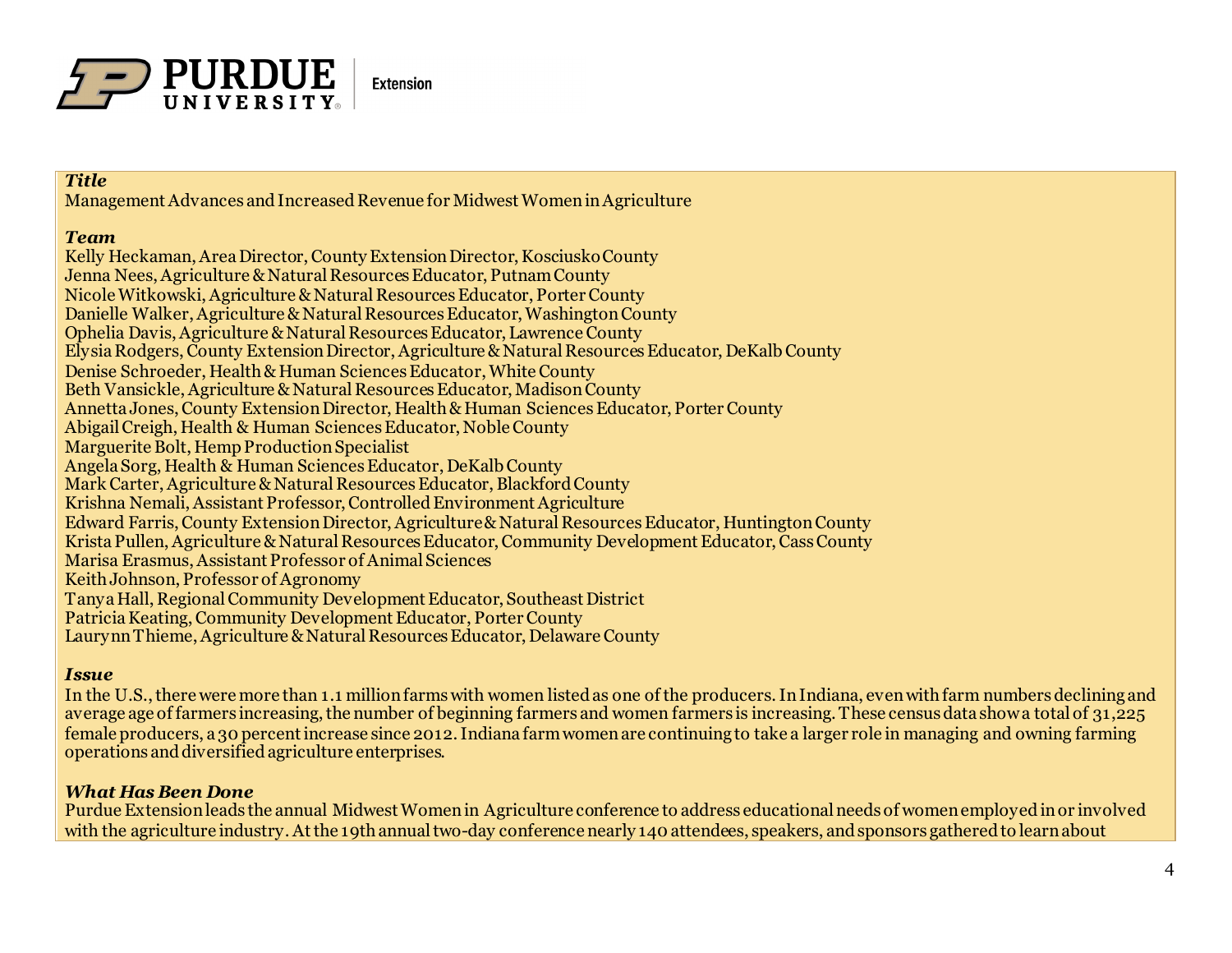### *Title*

Management Advances and Increased Revenue for Midwest Women in Agriculture

### *Team*

Kelly Heckaman, Area Director, County Extension Director, Kosciusko County
Jenna Nees, Agriculture & Natural Resources Educator, Putnam County
Nicole Witkowski, Agriculture & Natural Resources Educator, Porter County
Danielle Walker, Agriculture & Natural Resources Educator, Washington County
Ophelia Davis, Agriculture & Natural Resources Educator, Lawrence County
Elysia Rodgers, County Extension Director, Agriculture & Natural Resources Educator, DeKalb County
Denise Schroeder, Health & Human Sciences Educator, White County
Beth Vansickle, Agriculture & Natural Resources Educator, Madison County
Annetta Jones, County Extension Director, Health & Human Sciences Educator, Porter County
Abigail Creigh, Health & Human Sciences Educator, Noble County
Marguerite Bolt, Hemp Production Specialist
Angela Sorg, Health & Human Sciences Educator, DeKalb County
Mark Carter, Agriculture & Natural Resources Educator, Blackford County
Krishna Nemali, Assistant Professor, Controlled Environment Agriculture
Edward Farris, County Extension Director, Agriculture & Natural Resources Educator, Huntington County
Krista Pullen, Agriculture & Natural Resources Educator, Community Development Educator, Cass County
Marisa Erasmus, Assistant Professor of Animal Sciences
Keith Johnson, Professor of Agronomy
Tanya Hall, Regional Community Development Educator, Southeast District
Patricia Keating, Community Development Educator, Porter County
Laurynn Thieme, Agriculture & Natural Resources Educator, Delaware County

### *Issue*

In the U.S., there were more than 1.1 million farms with women listed as one of the producers. In Indiana, even with farm numbers declining and average age of farmers increasing, the number of beginning farmers and women farmers is increasing. These census data show a total of 31,225 female producers, a 30 percent increase since 2012. Indiana farm women are continuing to take a larger role in managing and owning farming operations and diversified agriculture enterprises.

### *What Has Been Done*

Purdue Extension leads the annual Midwest Women in Agriculture conference to address educational needs of women employed in or involved with the agriculture industry. At the 19th annual two-day conference nearly 140 attendees, speakers, and sponsors gathered to learn about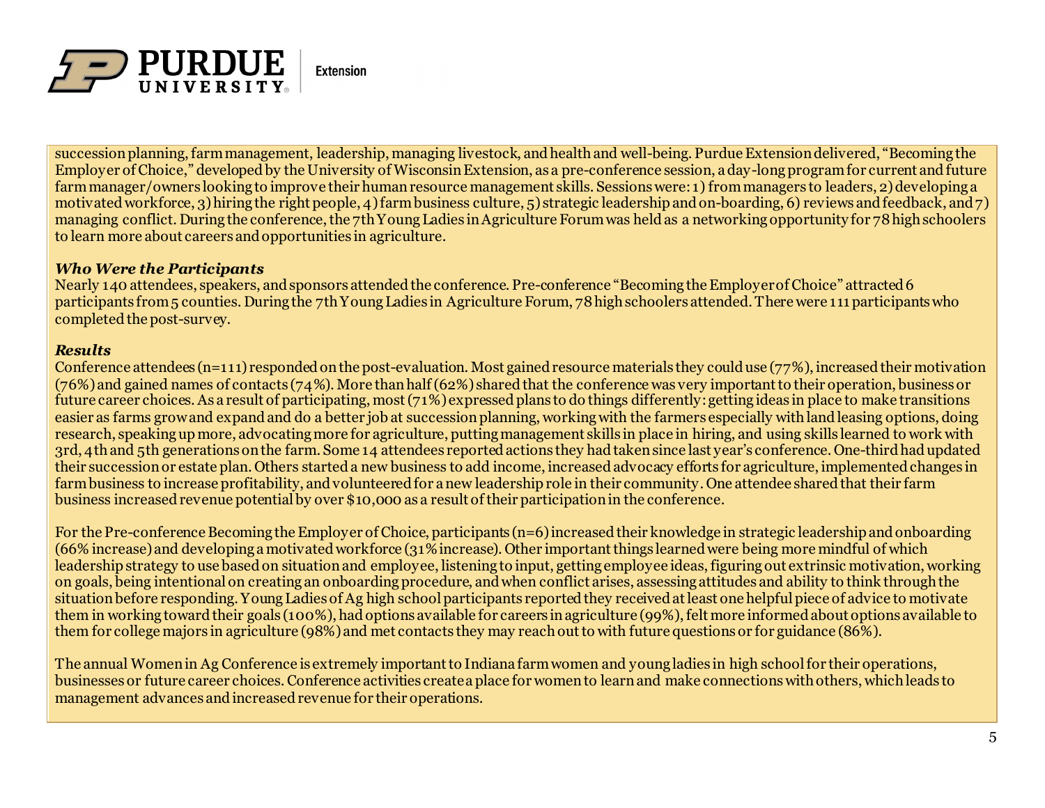succession planning, farm management, leadership, managing livestock, and health and well-being. Purdue Extension delivered, "Becoming the Employer of Choice," developed by the University of Wisconsin Extension, as a pre-conference session, a day-long program for current and future farm manager/owners looking to improve their human resource management skills. Sessions were: 1) from managers to leaders, 2) developing a motivated workforce, 3) hiring the right people, 4) farm business culture, 5) strategic leadership and on-boarding, 6) reviews and feedback, and 7) managing conflict. During the conference, the 7th Young Ladies in Agriculture Forum was held as a networking opportunity for 78 high schoolers to learn more about careers and opportunities in agriculture.

***Who Were the Participants***

Nearly 140 attendees, speakers, and sponsors attended the conference. Pre-conference "Becoming the Employer of Choice" attracted 6 participants from 5 counties. During the 7th Young Ladies in Agriculture Forum, 78 high schoolers attended. There were 111 participants who completed the post-survey.

***Results***

Conference attendees (n=111) responded on the post-evaluation. Most gained resource materials they could use (77%), increased their motivation (76%) and gained names of contacts (74%). More than half (62%) shared that the conference was very important to their operation, business or future career choices. As a result of participating, most (71%) expressed plans to do things differently: getting ideas in place to make transitions easier as farms grow and expand and do a better job at succession planning, working with the farmers especially with land leasing options, doing research, speaking up more, advocating more for agriculture, putting management skills in place in hiring, and using skills learned to work with 3rd, 4th and 5th generations on the farm. Some 14 attendees reported actions they had taken since last year's conference. One-third had updated their succession or estate plan. Others started a new business to add income, increased advocacy efforts for agriculture, implemented changes in farm business to increase profitability, and volunteered for a new leadership role in their community. One attendee shared that their farm business increased revenue potential by over $10,000 as a result of their participation in the conference.

For the Pre-conference Becoming the Employer of Choice, participants (n=6) increased their knowledge in strategic leadership and onboarding (66% increase) and developing a motivated workforce (31% increase). Other important things learned were being more mindful of which leadership strategy to use based on situation and employee, listening to input, getting employee ideas, figuring out extrinsic motivation, working on goals, being intentional on creating an onboarding procedure, and when conflict arises, assessing attitudes and ability to think through the situation before responding. Young Ladies of Ag high school participants reported they received at least one helpful piece of advice to motivate them in working toward their goals (100%), had options available for careers in agriculture (99%), felt more informed about options available to them for college majors in agriculture (98%) and met contacts they may reach out to with future questions or for guidance (86%).

The annual Women in Ag Conference is extremely important to Indiana farm women and young ladies in high school for their operations, businesses or future career choices. Conference activities create a place for women to learn and make connections with others, which leads to management advances and increased revenue for their operations.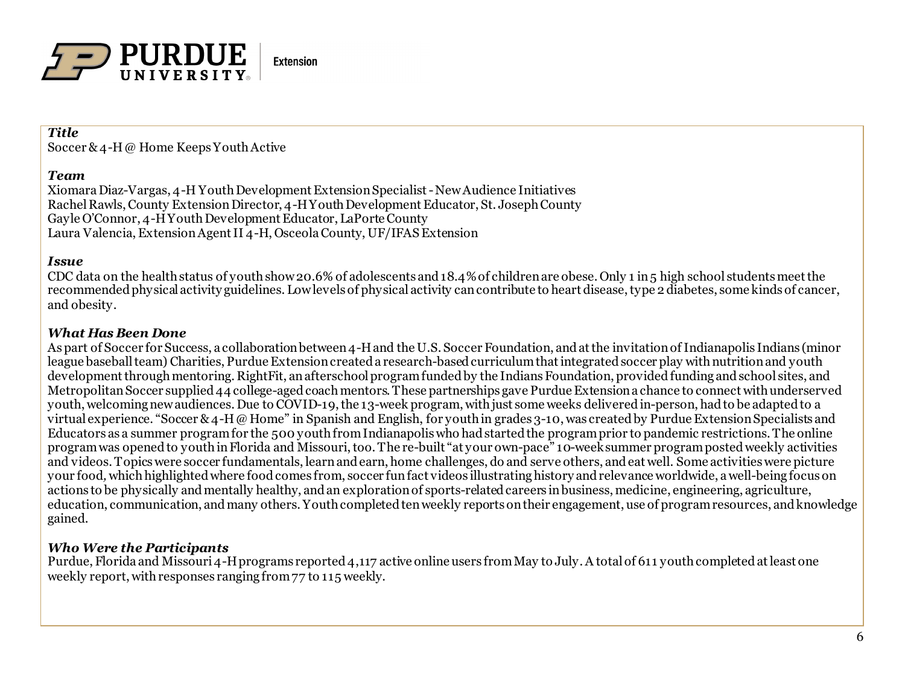***Title***
Soccer & 4-H @ Home Keeps Youth Active

***Team***
Xiomara Diaz-Vargas, 4-H Youth Development Extension Specialist - New Audience Initiatives
Rachel Rawls, County Extension Director, 4-H Youth Development Educator, St. Joseph County
Gayle O'Connor, 4-H Youth Development Educator, LaPorte County
Laura Valencia, Extension Agent II 4-H, Osceola County, UF/IFAS Extension

***Issue***
CDC data on the health status of youth show 20.6% of adolescents and 18.4% of children are obese. Only 1 in 5 high school students meet the recommended physical activity guidelines. Low levels of physical activity can contribute to heart disease, type 2 diabetes, some kinds of cancer, and obesity.

***What Has Been Done***
As part of Soccer for Success, a collaboration between 4-H and the U.S. Soccer Foundation, and at the invitation of Indianapolis Indians (minor league baseball team) Charities, Purdue Extension created a research-based curriculum that integrated soccer play with nutrition and youth development through mentoring. RightFit, an afterschool program funded by the Indians Foundation, provided funding and school sites, and Metropolitan Soccer supplied 44 college-aged coach mentors. These partnerships gave Purdue Extension a chance to connect with underserved youth, welcoming new audiences. Due to COVID-19, the 13-week program, with just some weeks delivered in-person, had to be adapted to a virtual experience. "Soccer & 4-H @ Home" in Spanish and English, for youth in grades 3-10, was created by Purdue Extension Specialists and Educators as a summer program for the 500 youth from Indianapolis who had started the program prior to pandemic restrictions. The online program was opened to youth in Florida and Missouri, too. The re-built "at your own-pace" 10-week summer program posted weekly activities and videos. Topics were soccer fundamentals, learn and earn, home challenges, do and serve others, and eat well. Some activities were picture your food, which highlighted where food comes from, soccer fun fact videos illustrating history and relevance worldwide, a well-being focus on actions to be physically and mentally healthy, and an exploration of sports-related careers in business, medicine, engineering, agriculture, education, communication, and many others. Youth completed ten weekly reports on their engagement, use of program resources, and knowledge gained.

***Who Were the Participants***
Purdue, Florida and Missouri 4-H programs reported 4,117 active online users from May to July. A total of 611 youth completed at least one weekly report, with responses ranging from 77 to 115 weekly.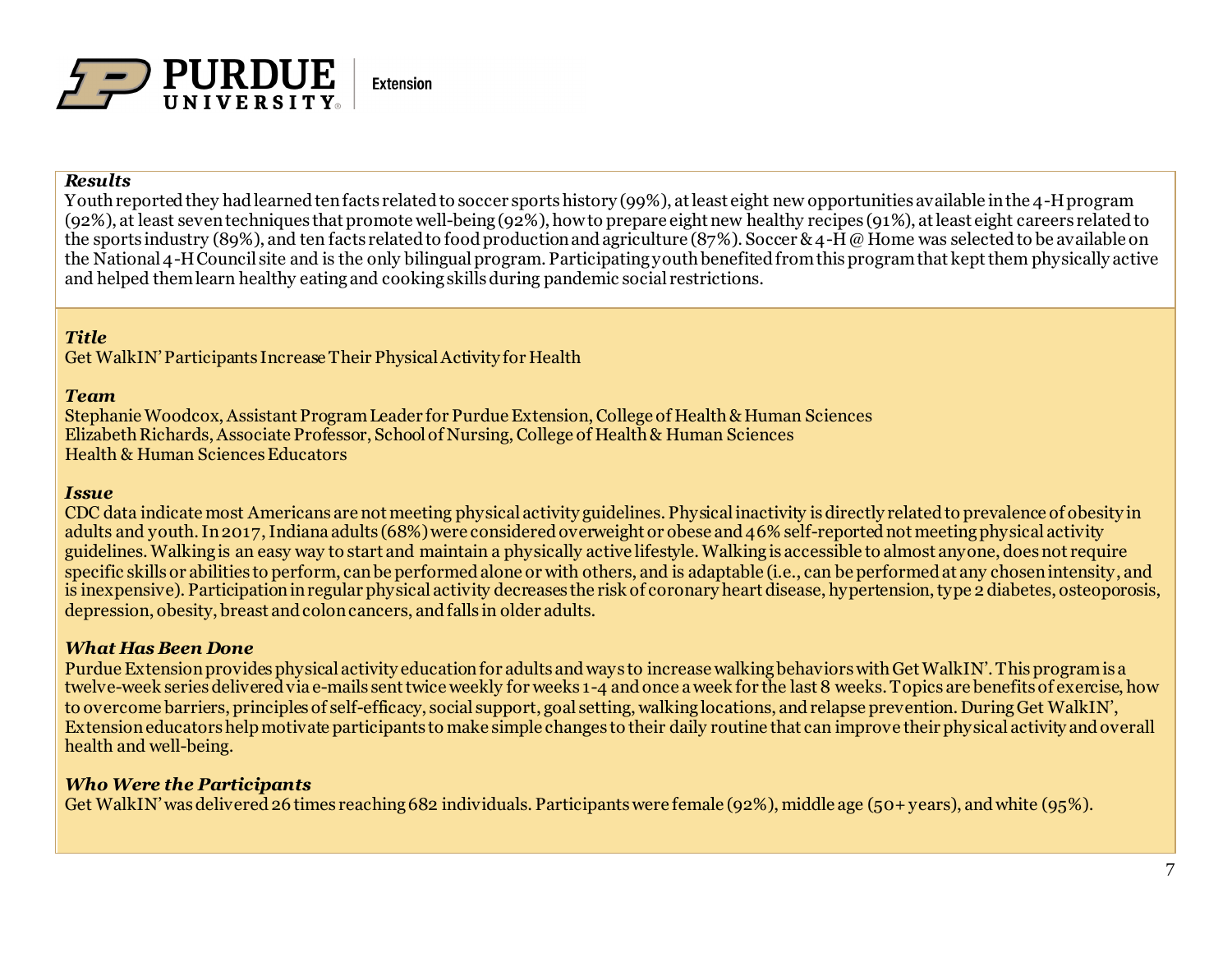### *Results*

Youth reported they had learned ten facts related to soccer sports history (99%), at least eight new opportunities available in the 4-H program (92%), at least seven techniques that promote well-being (92%), how to prepare eight new healthy recipes (91%), at least eight careers related to the sports industry (89%), and ten facts related to food production and agriculture (87%). Soccer & 4-H @ Home was selected to be available on the National 4-H Council site and is the only bilingual program. Participating youth benefited from this program that kept them physically active and helped them learn healthy eating and cooking skills during pandemic social restrictions.

### *Title*

Get WalkIN' Participants Increase Their Physical Activity for Health

### *Team*

Stephanie Woodcox, Assistant Program Leader for Purdue Extension, College of Health & Human Sciences
Elizabeth Richards, Associate Professor, School of Nursing, College of Health & Human Sciences
Health & Human Sciences Educators

### *Issue*

CDC data indicate most Americans are not meeting physical activity guidelines. Physical inactivity is directly related to prevalence of obesity in adults and youth. In 2017, Indiana adults (68%) were considered overweight or obese and 46% self-reported not meeting physical activity guidelines. Walking is an easy way to start and maintain a physically active lifestyle. Walking is accessible to almost anyone, does not require specific skills or abilities to perform, can be performed alone or with others, and is adaptable (i.e., can be performed at any chosen intensity, and is inexpensive). Participation in regular physical activity decreases the risk of coronary heart disease, hypertension, type 2 diabetes, osteoporosis, depression, obesity, breast and colon cancers, and falls in older adults.

### *What Has Been Done*

Purdue Extension provides physical activity education for adults and ways to increase walking behaviors with Get WalkIN'. This program is a twelve-week series delivered via e-mails sent twice weekly for weeks 1-4 and once a week for the last 8 weeks. Topics are benefits of exercise, how to overcome barriers, principles of self-efficacy, social support, goal setting, walking locations, and relapse prevention. During Get WalkIN', Extension educators help motivate participants to make simple changes to their daily routine that can improve their physical activity and overall health and well-being.

### *Who Were the Participants*

Get WalkIN' was delivered 26 times reaching 682 individuals. Participants were female (92%), middle age (50+ years), and white (95%).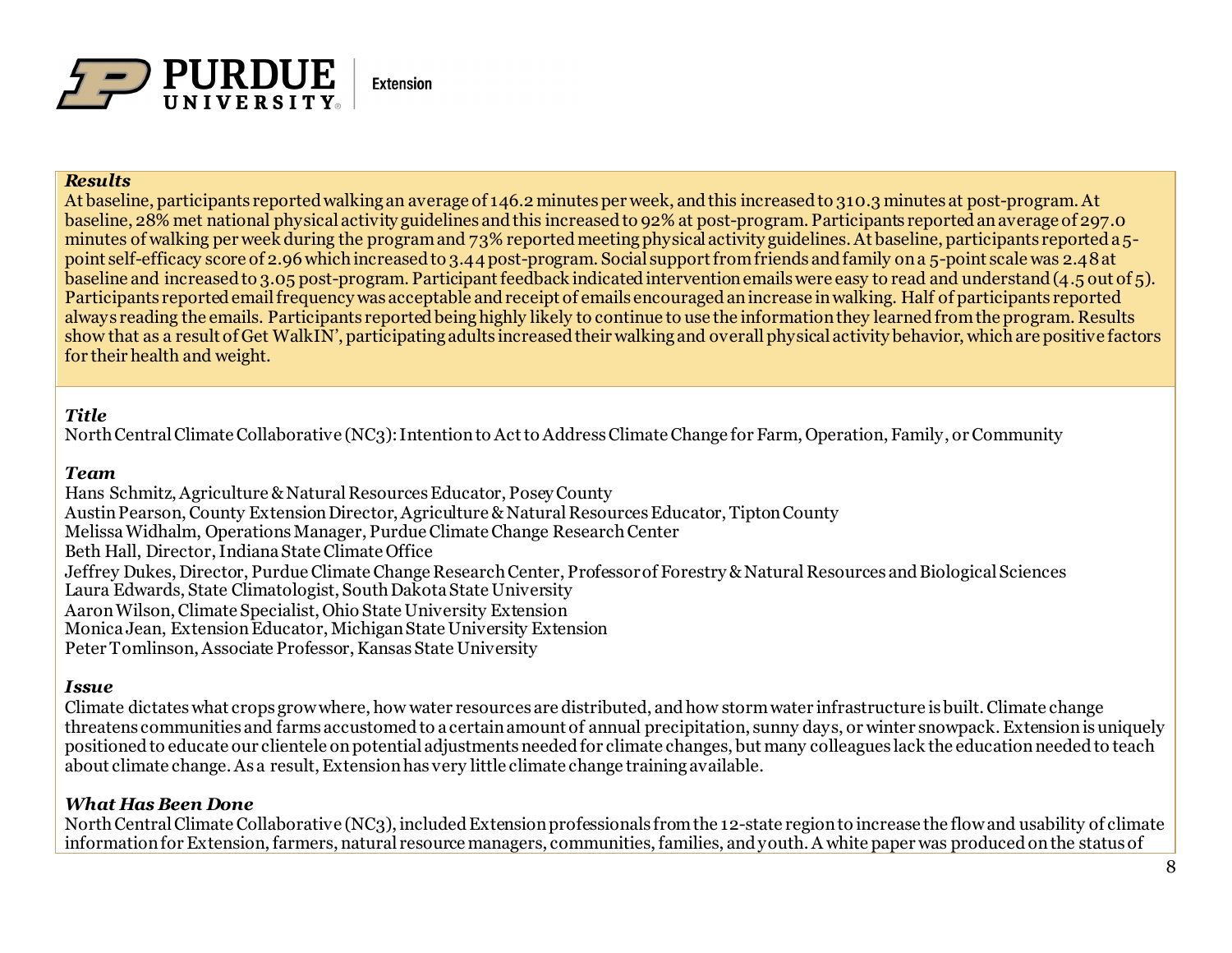***Results***

At baseline, participants reported walking an average of 146.2 minutes per week, and this increased to 310.3 minutes at post-program. At baseline, 28% met national physical activity guidelines and this increased to 92% at post-program. Participants reported an average of 297.0 minutes of walking per week during the program and 73% reported meeting physical activity guidelines. At baseline, participants reported a 5-point self-efficacy score of 2.96 which increased to 3.44 post-program. Social support from friends and family on a 5-point scale was 2.48 at baseline and increased to 3.05 post-program. Participant feedback indicated intervention emails were easy to read and understand (4.5 out of 5). Participants reported email frequency was acceptable and receipt of emails encouraged an increase in walking. Half of participants reported always reading the emails. Participants reported being highly likely to continue to use the information they learned from the program. Results show that as a result of Get WalkIN', participating adults increased their walking and overall physical activity behavior, which are positive factors for their health and weight.

***Title***

North Central Climate Collaborative (NC3): Intention to Act to Address Climate Change for Farm, Operation, Family, or Community

***Team***

Hans Schmitz, Agriculture & Natural Resources Educator, Posey County
Austin Pearson, County Extension Director, Agriculture & Natural Resources Educator, Tipton County
Melissa Widhalm, Operations Manager, Purdue Climate Change Research Center
Beth Hall, Director, Indiana State Climate Office
Jeffrey Dukes, Director, Purdue Climate Change Research Center, Professor of Forestry & Natural Resources and Biological Sciences
Laura Edwards, State Climatologist, South Dakota State University
Aaron Wilson, Climate Specialist, Ohio State University Extension
Monica Jean, Extension Educator, Michigan State University Extension
Peter Tomlinson, Associate Professor, Kansas State University

***Issue***

Climate dictates what crops grow where, how water resources are distributed, and how storm water infrastructure is built. Climate change threatens communities and farms accustomed to a certain amount of annual precipitation, sunny days, or winter snowpack. Extension is uniquely positioned to educate our clientele on potential adjustments needed for climate changes, but many colleagues lack the education needed to teach about climate change. As a result, Extension has very little climate change training available.

***What Has Been Done***

North Central Climate Collaborative (NC3), included Extension professionals from the 12-state region to increase the flow and usability of climate information for Extension, farmers, natural resource managers, communities, families, and youth. A white paper was produced on the status of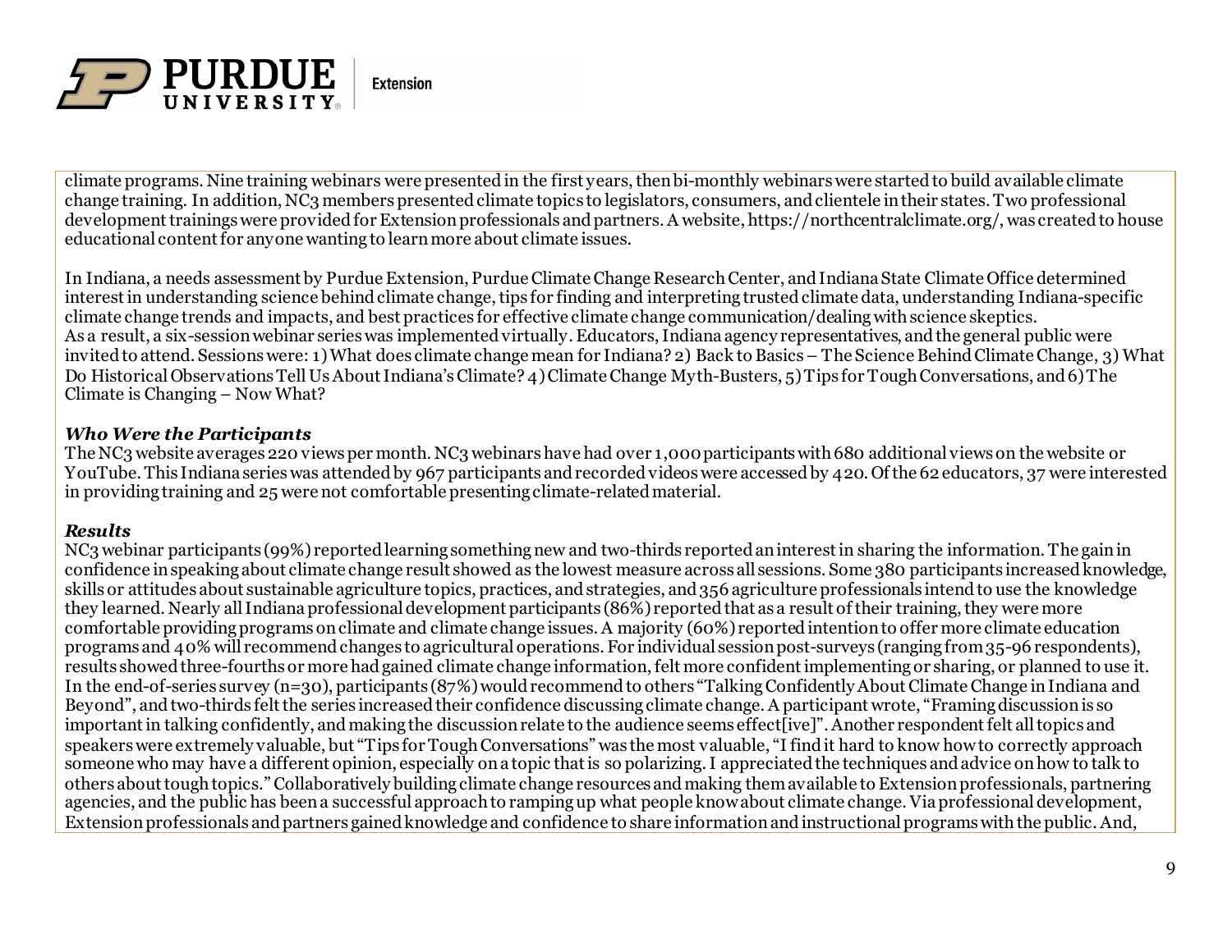climate programs. Nine training webinars were presented in the first years, then bi-monthly webinars were started to build available climate change training. In addition, NC3 members presented climate topics to legislators, consumers, and clientele in their states. Two professional development trainings were provided for Extension professionals and partners. A website, https://northcentralclimate.org/, was created to house educational content for anyone wanting to learn more about climate issues.

In Indiana, a needs assessment by Purdue Extension, Purdue Climate Change Research Center, and Indiana State Climate Office determined interest in understanding science behind climate change, tips for finding and interpreting trusted climate data, understanding Indiana-specific climate change trends and impacts, and best practices for effective climate change communication/dealing with science skeptics. As a result, a six-session webinar series was implemented virtually. Educators, Indiana agency representatives, and the general public were invited to attend. Sessions were: 1) What does climate change mean for Indiana? 2) Back to Basics – The Science Behind Climate Change, 3) What Do Historical Observations Tell Us About Indiana's Climate? 4) Climate Change Myth-Busters, 5) Tips for Tough Conversations, and 6) The Climate is Changing – Now What?

***Who Were the Participants***

The NC3 website averages 220 views per month. NC3 webinars have had over 1,000 participants with 680 additional views on the website or YouTube. This Indiana series was attended by 967 participants and recorded videos were accessed by 420. Of the 62 educators, 37 were interested in providing training and 25 were not comfortable presenting climate-related material.

***Results***

NC3 webinar participants (99%) reported learning something new and two-thirds reported an interest in sharing the information. The gain in confidence in speaking about climate change result showed as the lowest measure across all sessions. Some 380 participants increased knowledge, skills or attitudes about sustainable agriculture topics, practices, and strategies, and 356 agriculture professionals intend to use the knowledge they learned. Nearly all Indiana professional development participants (86%) reported that as a result of their training, they were more comfortable providing programs on climate and climate change issues. A majority (60%) reported intention to offer more climate education programs and 40% will recommend changes to agricultural operations. For individual session post-surveys (ranging from 35-96 respondents), results showed three-fourths or more had gained climate change information, felt more confident implementing or sharing, or planned to use it. In the end-of-series survey (n=30), participants (87%) would recommend to others "Talking Confidently About Climate Change in Indiana and Beyond", and two-thirds felt the series increased their confidence discussing climate change. A participant wrote, "Framing discussion is so important in talking confidently, and making the discussion relate to the audience seems effect[ive]". Another respondent felt all topics and speakers were extremely valuable, but "Tips for Tough Conversations" was the most valuable, "I find it hard to know how to correctly approach someone who may have a different opinion, especially on a topic that is so polarizing. I appreciated the techniques and advice on how to talk to others about tough topics." Collaboratively building climate change resources and making them available to Extension professionals, partnering agencies, and the public has been a successful approach to ramping up what people know about climate change. Via professional development, Extension professionals and partners gained knowledge and confidence to share information and instructional programs with the public. And,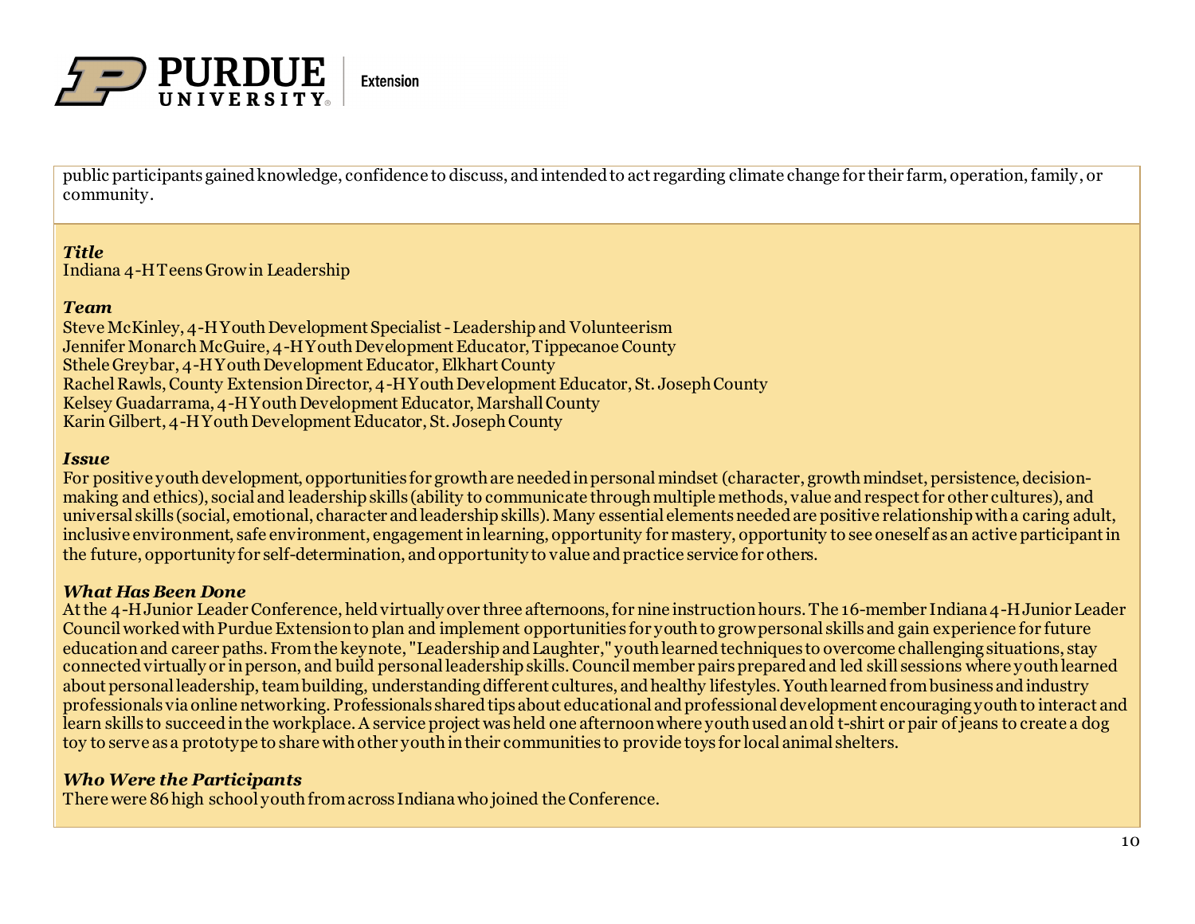public participants gained knowledge, confidence to discuss, and intended to act regarding climate change for their farm, operation, family, or community.

***Title***
Indiana 4-H Teens Grow in Leadership

***Team***
Steve McKinley, 4-H Youth Development Specialist - Leadership and Volunteerism
Jennifer Monarch McGuire, 4-H Youth Development Educator, Tippecanoe County
Sthele Greybar, 4-H Youth Development Educator, Elkhart County
Rachel Rawls, County Extension Director, 4-H Youth Development Educator, St. Joseph County
Kelsey Guadarrama, 4-H Youth Development Educator, Marshall County
Karin Gilbert, 4-H Youth Development Educator, St. Joseph County

***Issue***
For positive youth development, opportunities for growth are needed in personal mindset (character, growth mindset, persistence, decision-making and ethics), social and leadership skills (ability to communicate through multiple methods, value and respect for other cultures), and universal skills (social, emotional, character and leadership skills). Many essential elements needed are positive relationship with a caring adult, inclusive environment, safe environment, engagement in learning, opportunity for mastery, opportunity to see oneself as an active participant in the future, opportunity for self-determination, and opportunity to value and practice service for others.

***What Has Been Done***
At the 4-H Junior Leader Conference, held virtually over three afternoons, for nine instruction hours. The 16-member Indiana 4-H Junior Leader Council worked with Purdue Extension to plan and implement opportunities for youth to grow personal skills and gain experience for future education and career paths. From the keynote, "Leadership and Laughter," youth learned techniques to overcome challenging situations, stay connected virtually or in person, and build personal leadership skills. Council member pairs prepared and led skill sessions where youth learned about personal leadership, team building, understanding different cultures, and healthy lifestyles. Youth learned from business and industry professionals via online networking. Professionals shared tips about educational and professional development encouraging youth to interact and learn skills to succeed in the workplace. A service project was held one afternoon where youth used an old t-shirt or pair of jeans to create a dog toy to serve as a prototype to share with other youth in their communities to provide toys for local animal shelters.

***Who Were the Participants***
There were 86 high school youth from across Indiana who joined the Conference.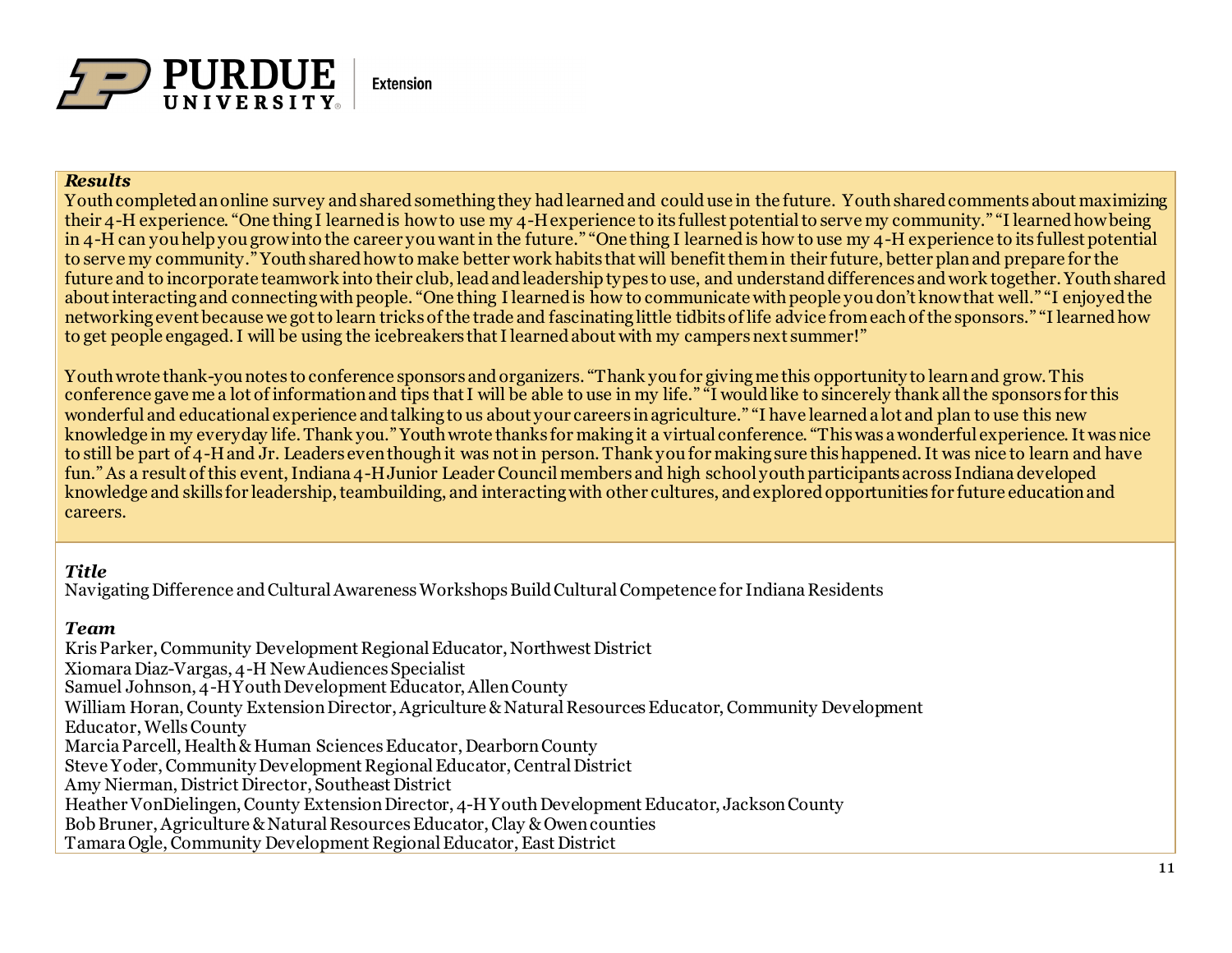***Results***

Youth completed an online survey and shared something they had learned and could use in the future. Youth shared comments about maximizing their 4-H experience. "One thing I learned is how to use my 4-H experience to its fullest potential to serve my community." "I learned how being in 4-H can you help you grow into the career you want in the future." "One thing I learned is how to use my 4-H experience to its fullest potential to serve my community." Youth shared how to make better work habits that will benefit them in their future, better plan and prepare for the future and to incorporate teamwork into their club, lead and leadership types to use, and understand differences and work together. Youth shared about interacting and connecting with people. "One thing I learned is how to communicate with people you don't know that well." "I enjoyed the networking event because we got to learn tricks of the trade and fascinating little tidbits of life advice from each of the sponsors." "I learned how to get people engaged. I will be using the icebreakers that I learned about with my campers next summer!"

Youth wrote thank-you notes to conference sponsors and organizers. "Thank you for giving me this opportunity to learn and grow. This conference gave me a lot of information and tips that I will be able to use in my life." "I would like to sincerely thank all the sponsors for this wonderful and educational experience and talking to us about your careers in agriculture." "I have learned a lot and plan to use this new knowledge in my everyday life. Thank you." Youth wrote thanks for making it a virtual conference. "This was a wonderful experience. It was nice to still be part of 4-H and Jr. Leaders even though it was not in person. Thank you for making sure this happened. It was nice to learn and have fun." As a result of this event, Indiana 4-H Junior Leader Council members and high school youth participants across Indiana developed knowledge and skills for leadership, teambuilding, and interacting with other cultures, and explored opportunities for future education and careers.

***Title***

Navigating Difference and Cultural Awareness Workshops Build Cultural Competence for Indiana Residents

***Team***

Kris Parker, Community Development Regional Educator, Northwest District
Xiomara Diaz-Vargas, 4-H New Audiences Specialist
Samuel Johnson, 4-H Youth Development Educator, Allen County
William Horan, County Extension Director, Agriculture & Natural Resources Educator, Community Development Educator, Wells County
Marcia Parcell, Health & Human Sciences Educator, Dearborn County
Steve Yoder, Community Development Regional Educator, Central District
Amy Nierman, District Director, Southeast District
Heather VonDielingen, County Extension Director, 4-H Youth Development Educator, Jackson County
Bob Bruner, Agriculture & Natural Resources Educator, Clay & Owen counties
Tamara Ogle, Community Development Regional Educator, East District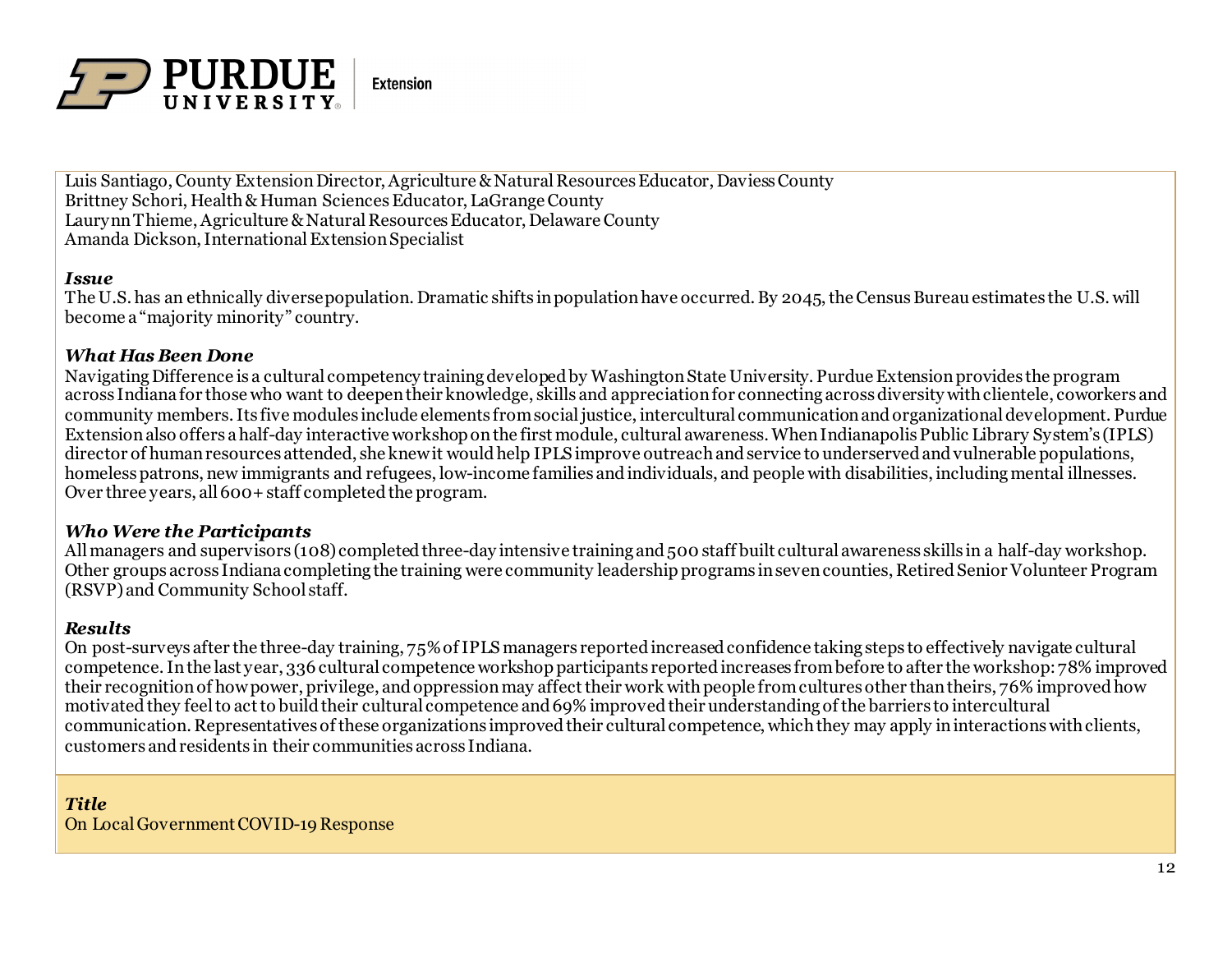Luis Santiago, County Extension Director, Agriculture & Natural Resources Educator, Daviess County
Brittney Schori, Health & Human Sciences Educator, LaGrange County
Laurynn Thieme, Agriculture & Natural Resources Educator, Delaware County
Amanda Dickson, International Extension Specialist

***Issue***
The U.S. has an ethnically diverse population. Dramatic shifts in population have occurred. By 2045, the Census Bureau estimates the U.S. will become a "majority minority" country.

***What Has Been Done***
Navigating Difference is a cultural competency training developed by Washington State University. Purdue Extension provides the program across Indiana for those who want to deepen their knowledge, skills and appreciation for connecting across diversity with clientele, coworkers and community members. Its five modules include elements from social justice, intercultural communication and organizational development. Purdue Extension also offers a half-day interactive workshop on the first module, cultural awareness. When Indianapolis Public Library System's (IPLS) director of human resources attended, she knew it would help IPLS improve outreach and service to underserved and vulnerable populations, homeless patrons, new immigrants and refugees, low-income families and individuals, and people with disabilities, including mental illnesses. Over three years, all 600+ staff completed the program.

***Who Were the Participants***
All managers and supervisors (108) completed three-day intensive training and 500 staff built cultural awareness skills in a half-day workshop. Other groups across Indiana completing the training were community leadership programs in seven counties, Retired Senior Volunteer Program (RSVP) and Community School staff.

***Results***
On post-surveys after the three-day training, 75% of IPLS managers reported increased confidence taking steps to effectively navigate cultural competence. In the last year, 336 cultural competence workshop participants reported increases from before to after the workshop: 78% improved their recognition of how power, privilege, and oppression may affect their work with people from cultures other than theirs, 76% improved how motivated they feel to act to build their cultural competence and 69% improved their understanding of the barriers to intercultural communication. Representatives of these organizations improved their cultural competence, which they may apply in interactions with clients, customers and residents in their communities across Indiana.

***Title***
On Local Government COVID-19 Response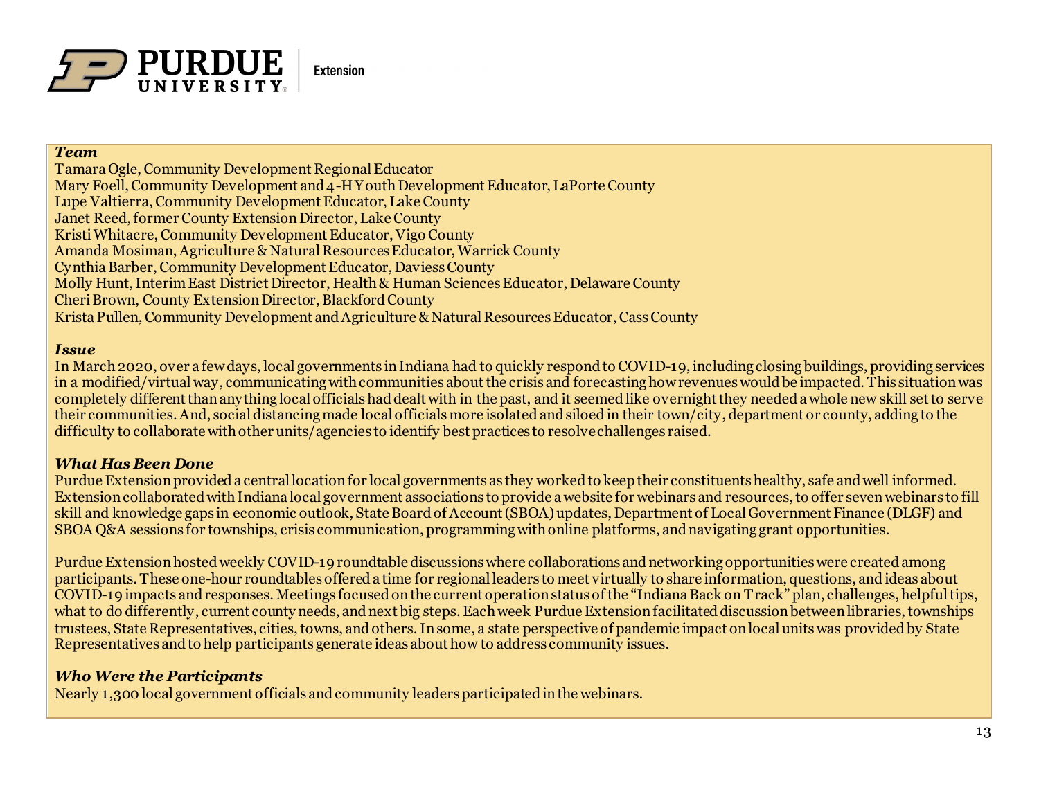***Team***

Tamara Ogle, Community Development Regional Educator
Mary Foell, Community Development and 4-H Youth Development Educator, LaPorte County
Lupe Valtierra, Community Development Educator, Lake County
Janet Reed, former County Extension Director, Lake County
Kristi Whitacre, Community Development Educator, Vigo County
Amanda Mosiman, Agriculture & Natural Resources Educator, Warrick County
Cynthia Barber, Community Development Educator, Daviess County
Molly Hunt, Interim East District Director, Health & Human Sciences Educator, Delaware County
Cheri Brown, County Extension Director, Blackford County
Krista Pullen, Community Development and Agriculture & Natural Resources Educator, Cass County

***Issue***

In March 2020, over a few days, local governments in Indiana had to quickly respond to COVID-19, including closing buildings, providing services in a modified/virtual way, communicating with communities about the crisis and forecasting how revenues would be impacted. This situation was completely different than anything local officials had dealt with in the past, and it seemed like overnight they needed a whole new skill set to serve their communities. And, social distancing made local officials more isolated and siloed in their town/city, department or county, adding to the difficulty to collaborate with other units/agencies to identify best practices to resolve challenges raised.

***What Has Been Done***

Purdue Extension provided a central location for local governments as they worked to keep their constituents healthy, safe and well informed. Extension collaborated with Indiana local government associations to provide a website for webinars and resources, to offer seven webinars to fill skill and knowledge gaps in economic outlook, State Board of Account (SBOA) updates, Department of Local Government Finance (DLGF) and SBOA Q&A sessions for townships, crisis communication, programming with online platforms, and navigating grant opportunities.

Purdue Extension hosted weekly COVID-19 roundtable discussions where collaborations and networking opportunities were created among participants. These one-hour roundtables offered a time for regional leaders to meet virtually to share information, questions, and ideas about COVID-19 impacts and responses. Meetings focused on the current operation status of the "Indiana Back on Track" plan, challenges, helpful tips, what to do differently, current county needs, and next big steps. Each week Purdue Extension facilitated discussion between libraries, townships trustees, State Representatives, cities, towns, and others. In some, a state perspective of pandemic impact on local units was provided by State Representatives and to help participants generate ideas about how to address community issues.

***Who Were the Participants***

Nearly 1,300 local government officials and community leaders participated in the webinars.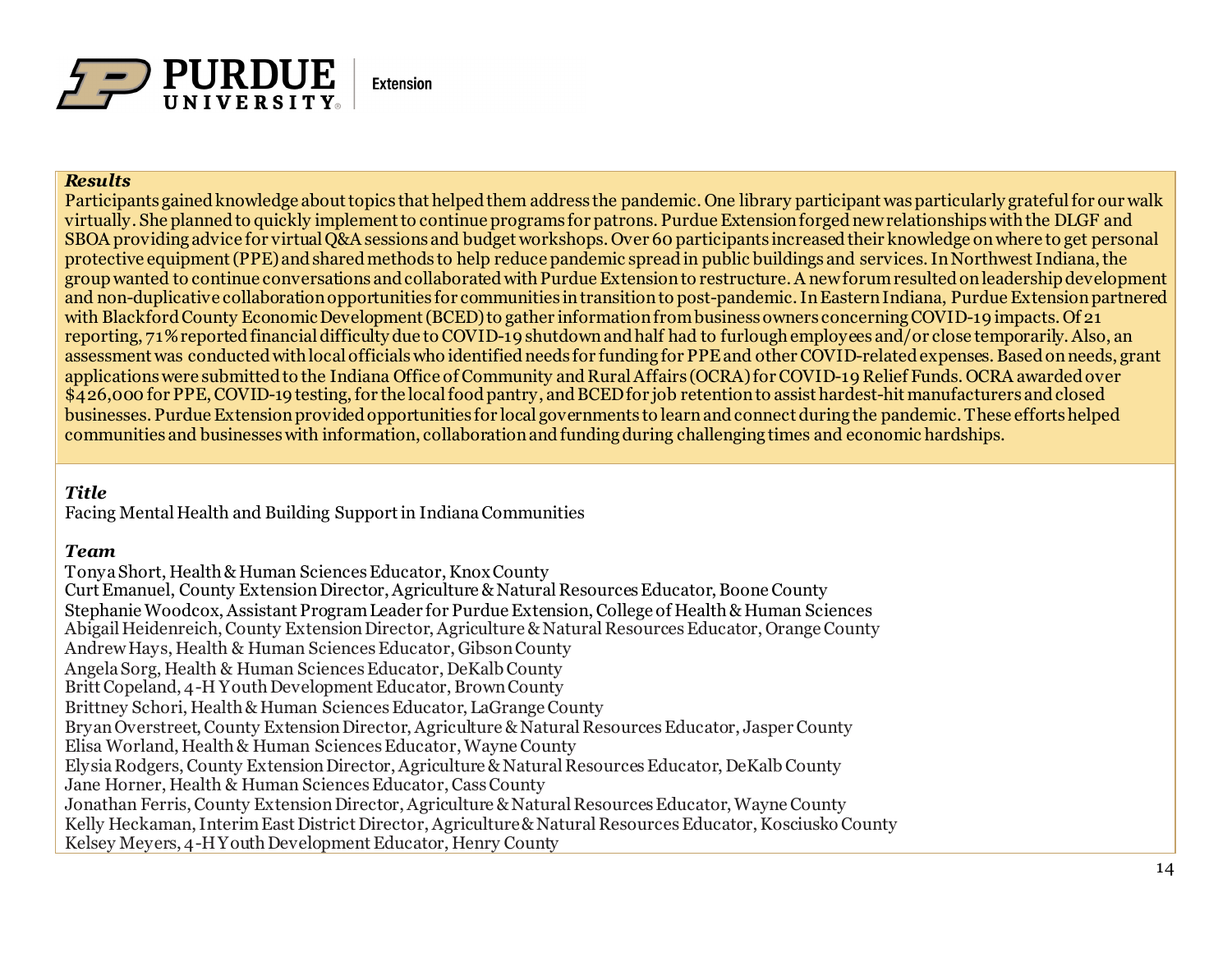***Results***

Participants gained knowledge about topics that helped them address the pandemic. One library participant was particularly grateful for our walk virtually. She planned to quickly implement to continue programs for patrons. Purdue Extension forged new relationships with the DLGF and SBOA providing advice for virtual Q&A sessions and budget workshops. Over 60 participants increased their knowledge on where to get personal protective equipment (PPE) and shared methods to help reduce pandemic spread in public buildings and services. In Northwest Indiana, the group wanted to continue conversations and collaborated with Purdue Extension to restructure. A new forum resulted on leadership development and non-duplicative collaboration opportunities for communities in transition to post-pandemic. In Eastern Indiana, Purdue Extension partnered with Blackford County Economic Development (BCED) to gather information from business owners concerning COVID-19 impacts. Of 21 reporting, 71% reported financial difficulty due to COVID-19 shutdown and half had to furlough employees and/or close temporarily. Also, an assessment was conducted with local officials who identified needs for funding for PPE and other COVID-related expenses. Based on needs, grant applications were submitted to the Indiana Office of Community and Rural Affairs (OCRA) for COVID-19 Relief Funds. OCRA awarded over $426,000 for PPE, COVID-19 testing, for the local food pantry, and BCED for job retention to assist hardest-hit manufacturers and closed businesses. Purdue Extension provided opportunities for local governments to learn and connect during the pandemic. These efforts helped communities and businesses with information, collaboration and funding during challenging times and economic hardships.

***Title***

Facing Mental Health and Building Support in Indiana Communities

***Team***

Tonya Short, Health & Human Sciences Educator, Knox County
Curt Emanuel, County Extension Director, Agriculture & Natural Resources Educator, Boone County
Stephanie Woodcox, Assistant Program Leader for Purdue Extension, College of Health & Human Sciences
Abigail Heidenreich, County Extension Director, Agriculture & Natural Resources Educator, Orange County
Andrew Hays, Health & Human Sciences Educator, Gibson County
Angela Sorg, Health & Human Sciences Educator, DeKalb County
Britt Copeland, 4-H Youth Development Educator, Brown County
Brittney Schori, Health & Human Sciences Educator, LaGrange County
Bryan Overstreet, County Extension Director, Agriculture & Natural Resources Educator, Jasper County
Elisa Worland, Health & Human Sciences Educator, Wayne County
Elysia Rodgers, County Extension Director, Agriculture & Natural Resources Educator, DeKalb County
Jane Horner, Health & Human Sciences Educator, Cass County
Jonathan Ferris, County Extension Director, Agriculture & Natural Resources Educator, Wayne County
Kelly Heckaman, Interim East District Director, Agriculture & Natural Resources Educator, Kosciusko County
Kelsey Meyers, 4-H Youth Development Educator, Henry County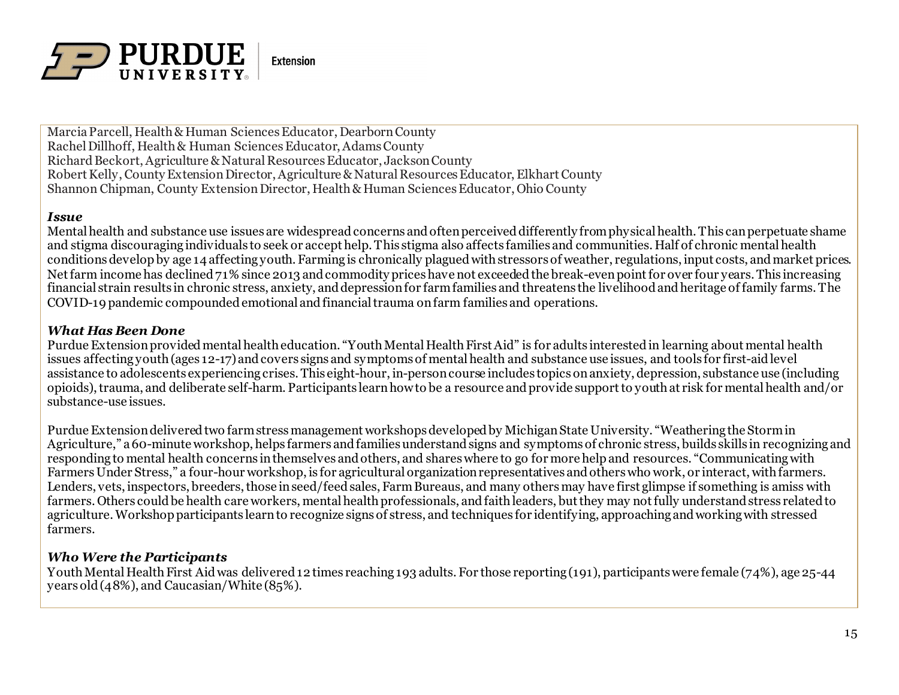Marcia Parcell, Health & Human Sciences Educator, Dearborn County
Rachel Dillhoff, Health & Human Sciences Educator, Adams County
Richard Beckort, Agriculture & Natural Resources Educator, Jackson County
Robert Kelly, County Extension Director, Agriculture & Natural Resources Educator, Elkhart County
Shannon Chipman, County Extension Director, Health & Human Sciences Educator, Ohio County

***Issue***

Mental health and substance use issues are widespread concerns and often perceived differently from physical health. This can perpetuate shame and stigma discouraging individuals to seek or accept help. This stigma also affects families and communities. Half of chronic mental health conditions develop by age 14 affecting youth. Farming is chronically plagued with stressors of weather, regulations, input costs, and market prices. Net farm income has declined 71% since 2013 and commodity prices have not exceeded the break-even point for over four years. This increasing financial strain results in chronic stress, anxiety, and depression for farm families and threatens the livelihood and heritage of family farms. The COVID-19 pandemic compounded emotional and financial trauma on farm families and operations.

***What Has Been Done***

Purdue Extension provided mental health education. "Youth Mental Health First Aid" is for adults interested in learning about mental health issues affecting youth (ages 12-17) and covers signs and symptoms of mental health and substance use issues, and tools for first-aid level assistance to adolescents experiencing crises. This eight-hour, in-person course includes topics on anxiety, depression, substance use (including opioids), trauma, and deliberate self-harm. Participants learn how to be a resource and provide support to youth at risk for mental health and/or substance-use issues.

Purdue Extension delivered two farm stress management workshops developed by Michigan State University. "Weathering the Storm in Agriculture," a 60-minute workshop, helps farmers and families understand signs and symptoms of chronic stress, builds skills in recognizing and responding to mental health concerns in themselves and others, and shares where to go for more help and resources. "Communicating with Farmers Under Stress," a four-hour workshop, is for agricultural organization representatives and others who work, or interact, with farmers. Lenders, vets, inspectors, breeders, those in seed/feed sales, Farm Bureaus, and many others may have first glimpse if something is amiss with farmers. Others could be health care workers, mental health professionals, and faith leaders, but they may not fully understand stress related to agriculture. Workshop participants learn to recognize signs of stress, and techniques for identifying, approaching and working with stressed farmers.

***Who Were the Participants***

Youth Mental Health First Aid was delivered 12 times reaching 193 adults. For those reporting (191), participants were female (74%), age 25-44 years old (48%), and Caucasian/White (85%).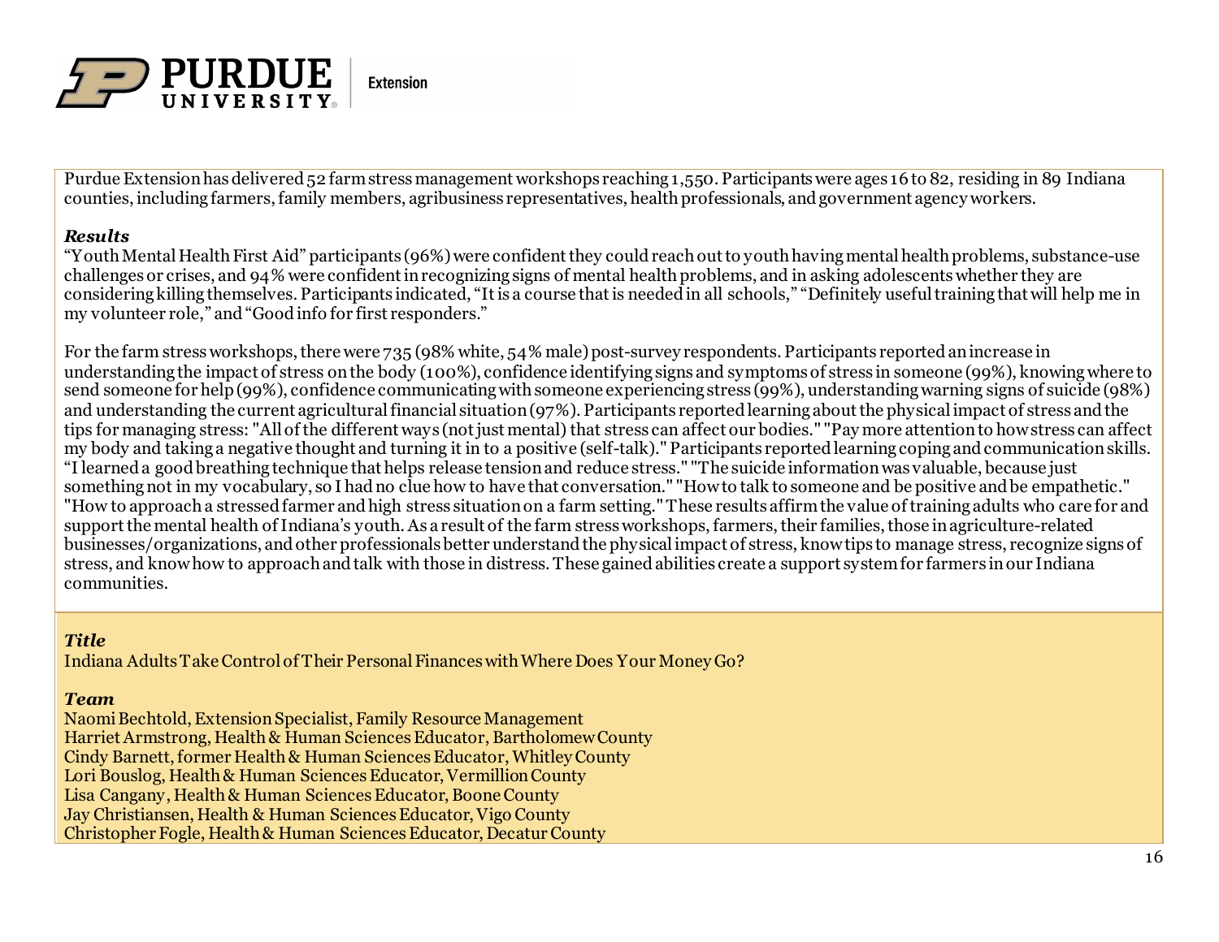Purdue Extension has delivered 52 farm stress management workshops reaching 1,550. Participants were ages 16 to 82, residing in 89 Indiana counties, including farmers, family members, agribusiness representatives, health professionals, and government agency workers.

***Results***
"Youth Mental Health First Aid" participants (96%) were confident they could reach out to youth having mental health problems, substance-use challenges or crises, and 94% were confident in recognizing signs of mental health problems, and in asking adolescents whether they are considering killing themselves. Participants indicated, "It is a course that is needed in all schools," "Definitely useful training that will help me in my volunteer role," and "Good info for first responders."

For the farm stress workshops, there were 735 (98% white, 54% male) post-survey respondents. Participants reported an increase in understanding the impact of stress on the body (100%), confidence identifying signs and symptoms of stress in someone (99%), knowing where to send someone for help (99%), confidence communicating with someone experiencing stress (99%), understanding warning signs of suicide (98%) and understanding the current agricultural financial situation (97%). Participants reported learning about the physical impact of stress and the tips for managing stress: "All of the different ways (not just mental) that stress can affect our bodies." "Pay more attention to how stress can affect my body and taking a negative thought and turning it in to a positive (self-talk)." Participants reported learning coping and communication skills. "I learned a good breathing technique that helps release tension and reduce stress." "The suicide information was valuable, because just something not in my vocabulary, so I had no clue how to have that conversation." "How to talk to someone and be positive and be empathetic." "How to approach a stressed farmer and high stress situation on a farm setting." These results affirm the value of training adults who care for and support the mental health of Indiana's youth. As a result of the farm stress workshops, farmers, their families, those in agriculture-related businesses/organizations, and other professionals better understand the physical impact of stress, know tips to manage stress, recognize signs of stress, and know how to approach and talk with those in distress. These gained abilities create a support system for farmers in our Indiana communities.

***Title***
Indiana Adults Take Control of Their Personal Finances with Where Does Your Money Go?

***Team***
Naomi Bechtold, Extension Specialist, Family Resource Management
Harriet Armstrong, Health & Human Sciences Educator, Bartholomew County
Cindy Barnett, former Health & Human Sciences Educator, Whitley County
Lori Bouslog, Health & Human Sciences Educator, Vermillion County
Lisa Cangany, Health & Human Sciences Educator, Boone County
Jay Christiansen, Health & Human Sciences Educator, Vigo County
Christopher Fogle, Health & Human Sciences Educator, Decatur County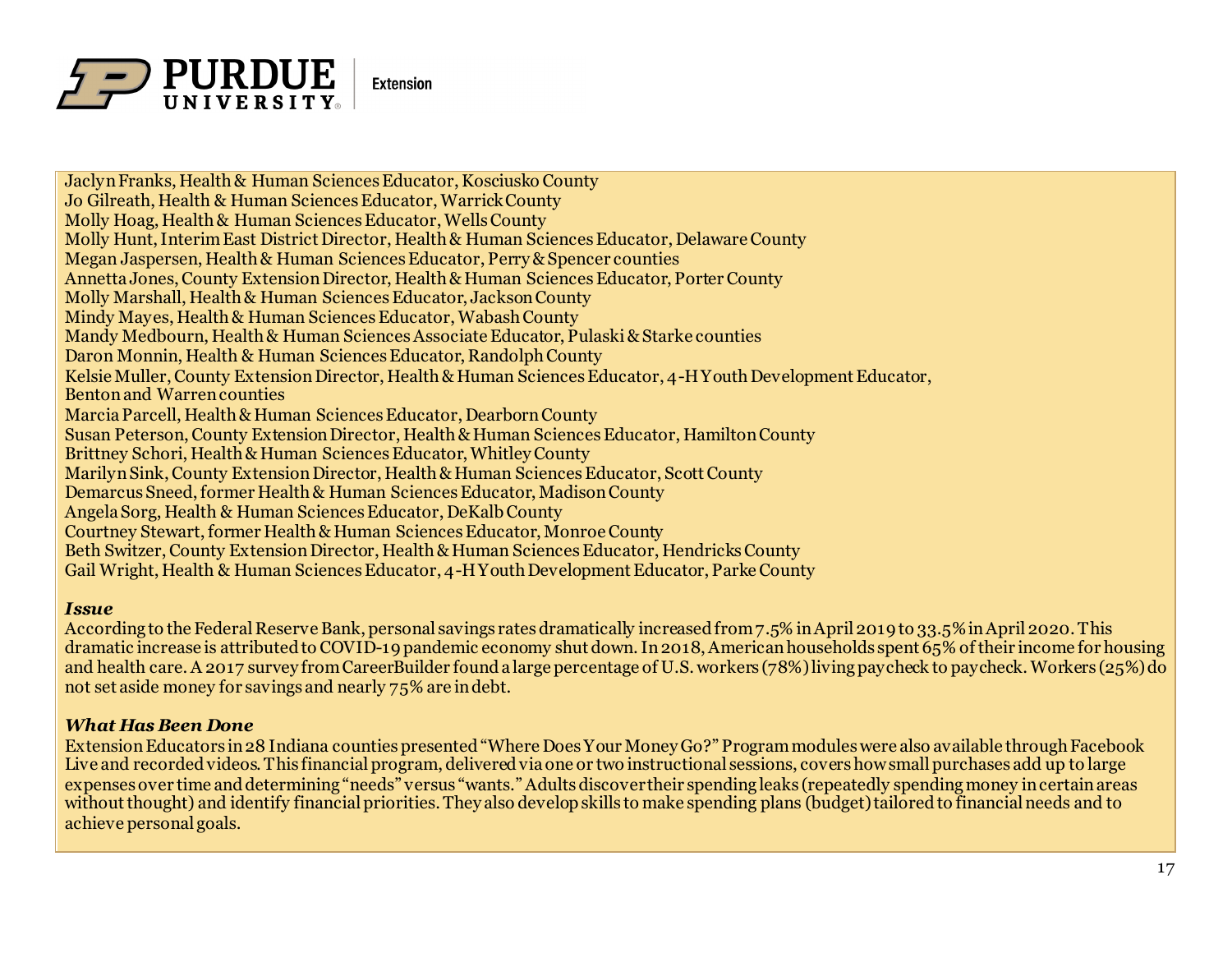Jaclyn Franks, Health & Human Sciences Educator, Kosciusko County
Jo Gilreath, Health & Human Sciences Educator, Warrick County
Molly Hoag, Health & Human Sciences Educator, Wells County
Molly Hunt, Interim East District Director, Health & Human Sciences Educator, Delaware County
Megan Jaspersen, Health & Human Sciences Educator, Perry & Spencer counties
Annetta Jones, County Extension Director, Health & Human Sciences Educator, Porter County
Molly Marshall, Health & Human Sciences Educator, Jackson County
Mindy Mayes, Health & Human Sciences Educator, Wabash County
Mandy Medbourn, Health & Human Sciences Associate Educator, Pulaski & Starke counties
Daron Monnin, Health & Human Sciences Educator, Randolph County
Kelsie Muller, County Extension Director, Health & Human Sciences Educator, 4-H Youth Development Educator, Benton and Warren counties
Marcia Parcell, Health & Human Sciences Educator, Dearborn County
Susan Peterson, County Extension Director, Health & Human Sciences Educator, Hamilton County
Brittney Schori, Health & Human Sciences Educator, Whitley County
Marilyn Sink, County Extension Director, Health & Human Sciences Educator, Scott County
Demarcus Sneed, former Health & Human Sciences Educator, Madison County
Angela Sorg, Health & Human Sciences Educator, DeKalb County
Courtney Stewart, former Health & Human Sciences Educator, Monroe County
Beth Switzer, County Extension Director, Health & Human Sciences Educator, Hendricks County
Gail Wright, Health & Human Sciences Educator, 4-H Youth Development Educator, Parke County

***Issue***

According to the Federal Reserve Bank, personal savings rates dramatically increased from 7.5% in April 2019 to 33.5% in April 2020. This dramatic increase is attributed to COVID-19 pandemic economy shut down. In 2018, American households spent 65% of their income for housing and health care. A 2017 survey from CareerBuilder found a large percentage of U.S. workers (78%) living paycheck to paycheck. Workers (25%) do not set aside money for savings and nearly 75% are in debt.

***What Has Been Done***

Extension Educators in 28 Indiana counties presented "Where Does Your Money Go?" Program modules were also available through Facebook Live and recorded videos. This financial program, delivered via one or two instructional sessions, covers how small purchases add up to large expenses over time and determining "needs" versus "wants." Adults discover their spending leaks (repeatedly spending money in certain areas without thought) and identify financial priorities. They also develop skills to make spending plans (budget) tailored to financial needs and to achieve personal goals.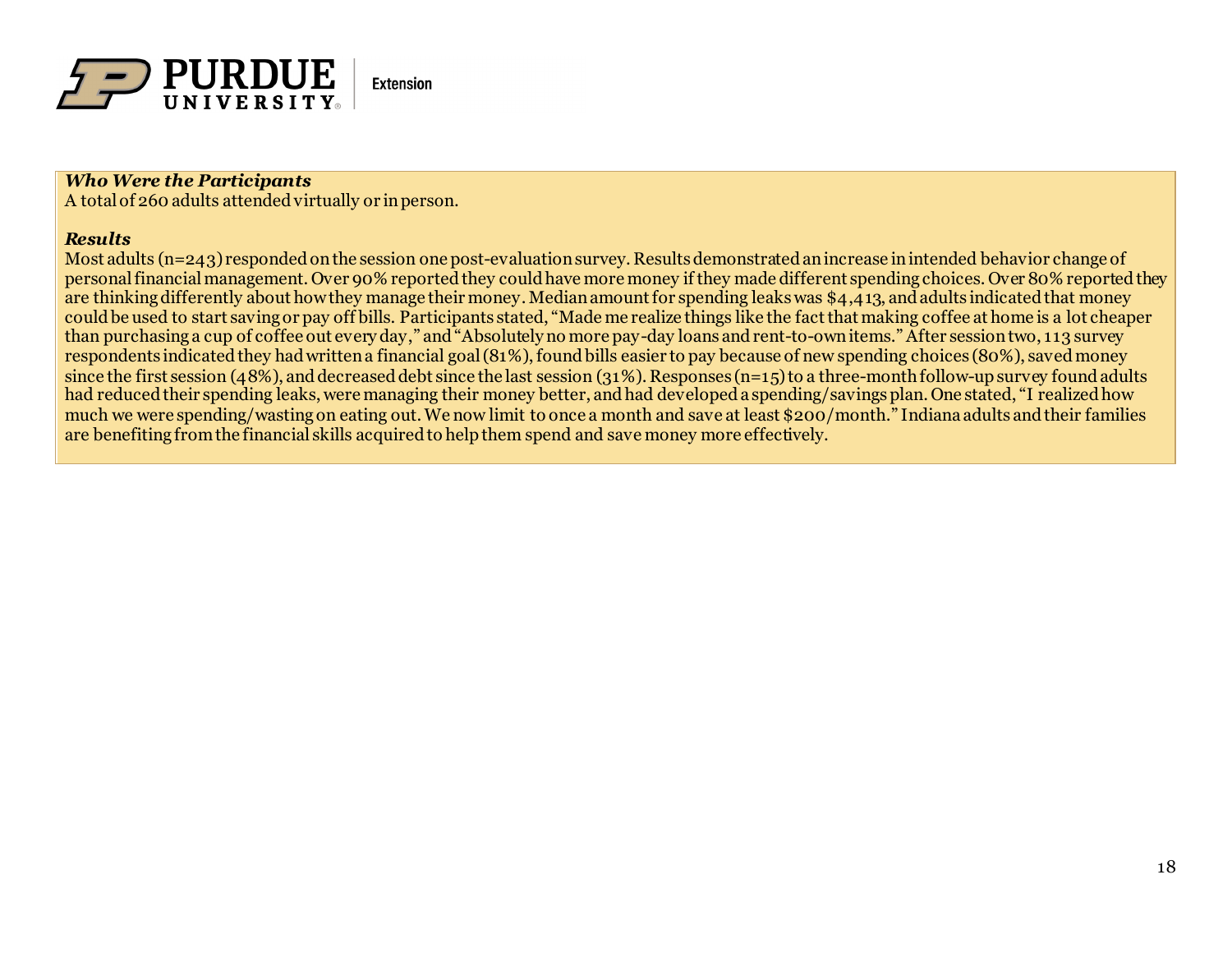***Who Were the Participants***
A total of 260 adults attended virtually or in person.

***Results***
Most adults (n=243) responded on the session one post-evaluation survey. Results demonstrated an increase in intended behavior change of personal financial management. Over 90% reported they could have more money if they made different spending choices. Over 80% reported they are thinking differently about how they manage their money. Median amount for spending leaks was $4,413, and adults indicated that money could be used to start saving or pay off bills. Participants stated, “Made me realize things like the fact that making coffee at home is a lot cheaper than purchasing a cup of coffee out every day,” and “Absolutely no more pay-day loans and rent-to-own items.” After session two, 113 survey respondents indicated they had written a financial goal (81%), found bills easier to pay because of new spending choices (80%), saved money since the first session (48%), and decreased debt since the last session (31%). Responses (n=15) to a three-month follow-up survey found adults had reduced their spending leaks, were managing their money better, and had developed a spending/savings plan. One stated, “I realized how much we were spending/wasting on eating out. We now limit to once a month and save at least $200/month.” Indiana adults and their families are benefiting from the financial skills acquired to help them spend and save money more effectively.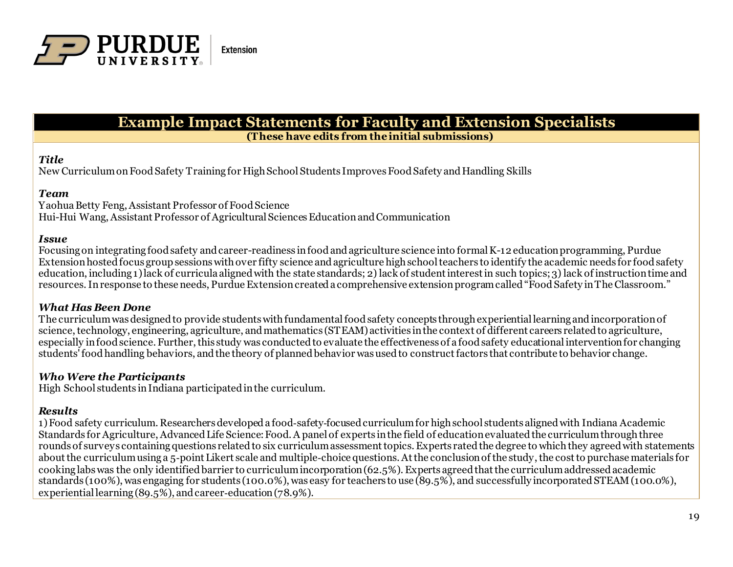**PURDUE UNIVERSITY** | Extension

## Example Impact Statements for Faculty and Extension Specialists

**(These have edits from the initial submissions)**

### *Title*

New Curriculum on Food Safety Training for High School Students Improves Food Safety and Handling Skills

### *Team*

Yaohua Betty Feng, Assistant Professor of Food Science
Hui-Hui Wang, Assistant Professor of Agricultural Sciences Education and Communication

### *Issue*

Focusing on integrating food safety and career-readiness in food and agriculture science into formal K-12 education programming, Purdue Extension hosted focus group sessions with over fifty science and agriculture high school teachers to identify the academic needs for food safety education, including 1) lack of curricula aligned with the state standards; 2) lack of student interest in such topics; 3) lack of instruction time and resources. In response to these needs, Purdue Extension created a comprehensive extension program called "Food Safety in The Classroom."

### *What Has Been Done*

The curriculum was designed to provide students with fundamental food safety concepts through experiential learning and incorporation of science, technology, engineering, agriculture, and mathematics (STEAM) activities in the context of different careers related to agriculture, especially in food science. Further, this study was conducted to evaluate the effectiveness of a food safety educational intervention for changing students' food handling behaviors, and the theory of planned behavior was used to construct factors that contribute to behavior change.

### *Who Were the Participants*

High School students in Indiana participated in the curriculum.

### *Results*

1) Food safety curriculum. Researchers developed a food-safety-focused curriculum for high school students aligned with Indiana Academic Standards for Agriculture, Advanced Life Science: Food. A panel of experts in the field of education evaluated the curriculum through three rounds of surveys containing questions related to six curriculum assessment topics. Experts rated the degree to which they agreed with statements about the curriculum using a 5-point Likert scale and multiple-choice questions. At the conclusion of the study, the cost to purchase materials for cooking labs was the only identified barrier to curriculum incorporation (62.5%). Experts agreed that the curriculum addressed academic standards (100%), was engaging for students (100.0%), was easy for teachers to use (89.5%), and successfully incorporated STEAM (100.0%), experiential learning (89.5%), and career-education (78.9%).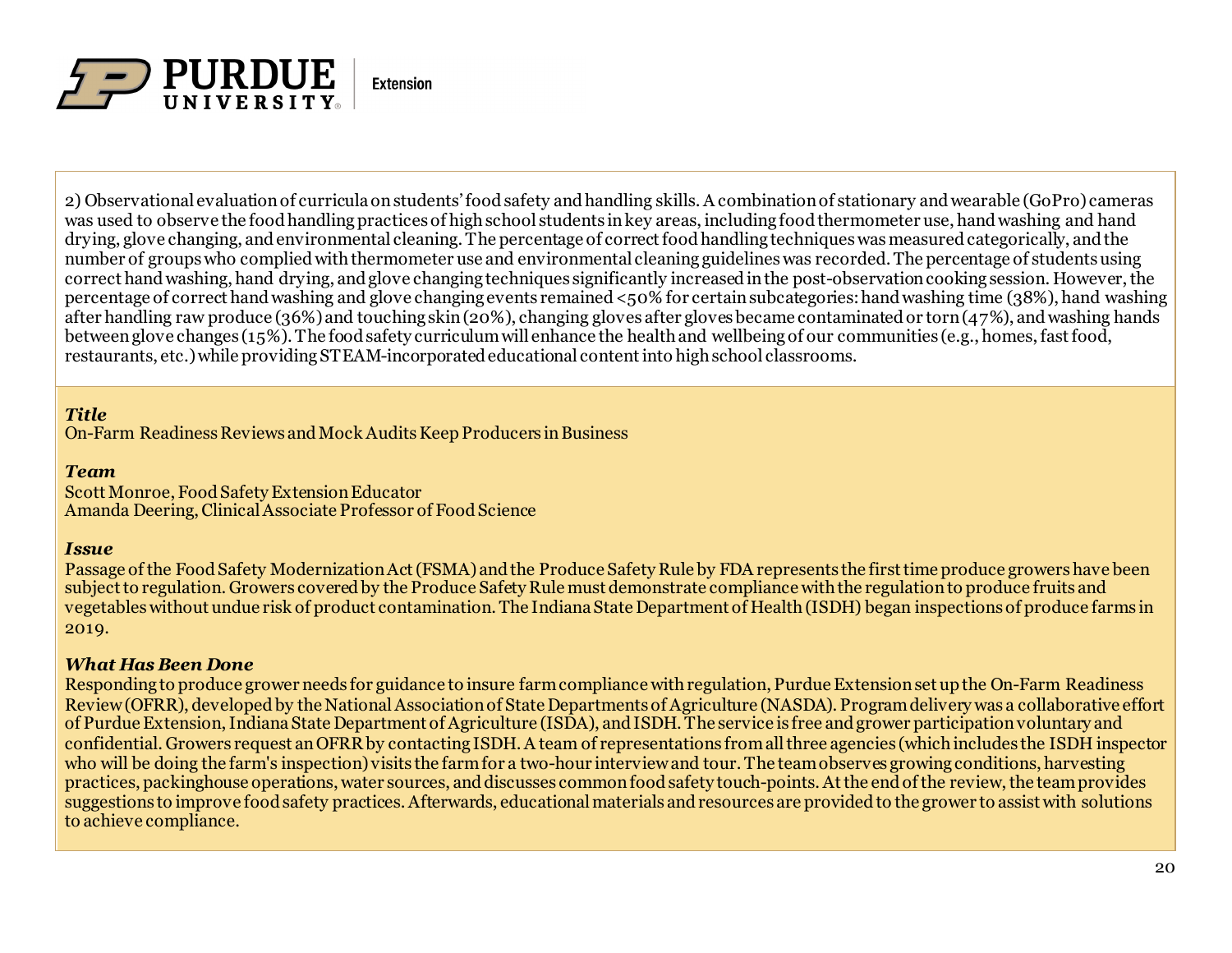2) Observational evaluation of curricula on students' food safety and handling skills. A combination of stationary and wearable (GoPro) cameras was used to observe the food handling practices of high school students in key areas, including food thermometer use, hand washing and hand drying, glove changing, and environmental cleaning. The percentage of correct food handling techniques was measured categorically, and the number of groups who complied with thermometer use and environmental cleaning guidelines was recorded. The percentage of students using correct hand washing, hand drying, and glove changing techniques significantly increased in the post-observation cooking session. However, the percentage of correct hand washing and glove changing events remained <50% for certain subcategories: hand washing time (38%), hand washing after handling raw produce (36%) and touching skin (20%), changing gloves after gloves became contaminated or torn (47%), and washing hands between glove changes (15%). The food safety curriculum will enhance the health and wellbeing of our communities (e.g., homes, fast food, restaurants, etc.) while providing STEAM-incorporated educational content into high school classrooms.

***Title***

On-Farm Readiness Reviews and Mock Audits Keep Producers in Business

***Team***

Scott Monroe, Food Safety Extension Educator
Amanda Deering, Clinical Associate Professor of Food Science

***Issue***

Passage of the Food Safety Modernization Act (FSMA) and the Produce Safety Rule by FDA represents the first time produce growers have been subject to regulation. Growers covered by the Produce Safety Rule must demonstrate compliance with the regulation to produce fruits and vegetables without undue risk of product contamination. The Indiana State Department of Health (ISDH) began inspections of produce farms in 2019.

***What Has Been Done***

Responding to produce grower needs for guidance to insure farm compliance with regulation, Purdue Extension set up the On-Farm Readiness Review (OFRR), developed by the National Association of State Departments of Agriculture (NASDA). Program delivery was a collaborative effort of Purdue Extension, Indiana State Department of Agriculture (ISDA), and ISDH. The service is free and grower participation voluntary and confidential. Growers request an OFRR by contacting ISDH. A team of representations from all three agencies (which includes the ISDH inspector who will be doing the farm's inspection) visits the farm for a two-hour interview and tour. The team observes growing conditions, harvesting practices, packinghouse operations, water sources, and discusses common food safety touch-points. At the end of the review, the team provides suggestions to improve food safety practices. Afterwards, educational materials and resources are provided to the grower to assist with solutions to achieve compliance.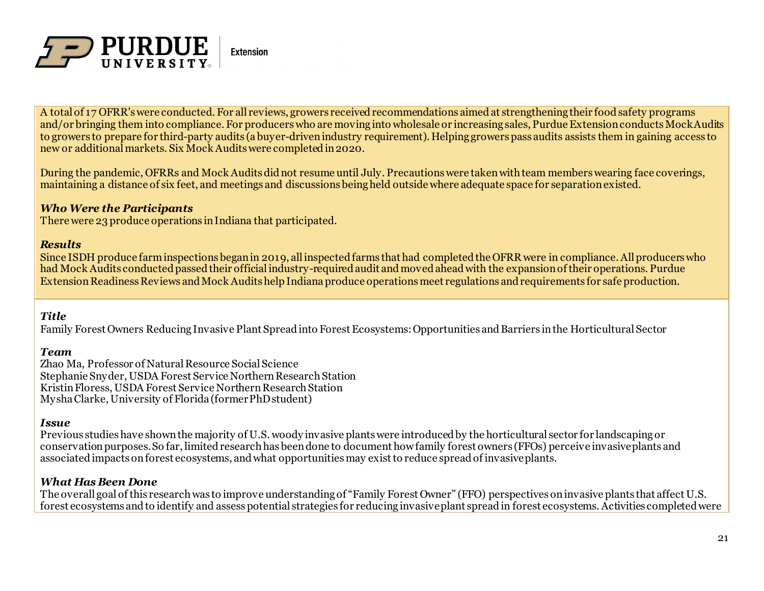A total of 17 OFRR's were conducted. For all reviews, growers received recommendations aimed at strengthening their food safety programs and/or bringing them into compliance. For producers who are moving into wholesale or increasing sales, Purdue Extension conducts Mock Audits to growers to prepare for third-party audits (a buyer-driven industry requirement). Helping growers pass audits assists them in gaining access to new or additional markets. Six Mock Audits were completed in 2020.

During the pandemic, OFRRs and Mock Audits did not resume until July. Precautions were taken with team members wearing face coverings, maintaining a distance of six feet, and meetings and discussions being held outside where adequate space for separation existed.

***Who Were the Participants***
There were 23 produce operations in Indiana that participated.

***Results***
Since ISDH produce farm inspections began in 2019, all inspected farms that had completed the OFRR were in compliance. All producers who had Mock Audits conducted passed their official industry-required audit and moved ahead with the expansion of their operations. Purdue Extension Readiness Reviews and Mock Audits help Indiana produce operations meet regulations and requirements for safe production.

***Title***
Family Forest Owners Reducing Invasive Plant Spread into Forest Ecosystems: Opportunities and Barriers in the Horticultural Sector

***Team***
Zhao Ma, Professor of Natural Resource Social Science
Stephanie Snyder, USDA Forest Service Northern Research Station
Kristin Floress, USDA Forest Service Northern Research Station
Mysha Clarke, University of Florida (former PhD student)

***Issue***
Previous studies have shown the majority of U.S. woody invasive plants were introduced by the horticultural sector for landscaping or conservation purposes. So far, limited research has been done to document how family forest owners (FFOs) perceive invasive plants and associated impacts on forest ecosystems, and what opportunities may exist to reduce spread of invasive plants.

***What Has Been Done***
The overall goal of this research was to improve understanding of "Family Forest Owner" (FFO) perspectives on invasive plants that affect U.S. forest ecosystems and to identify and assess potential strategies for reducing invasive plant spread in forest ecosystems. Activities completed were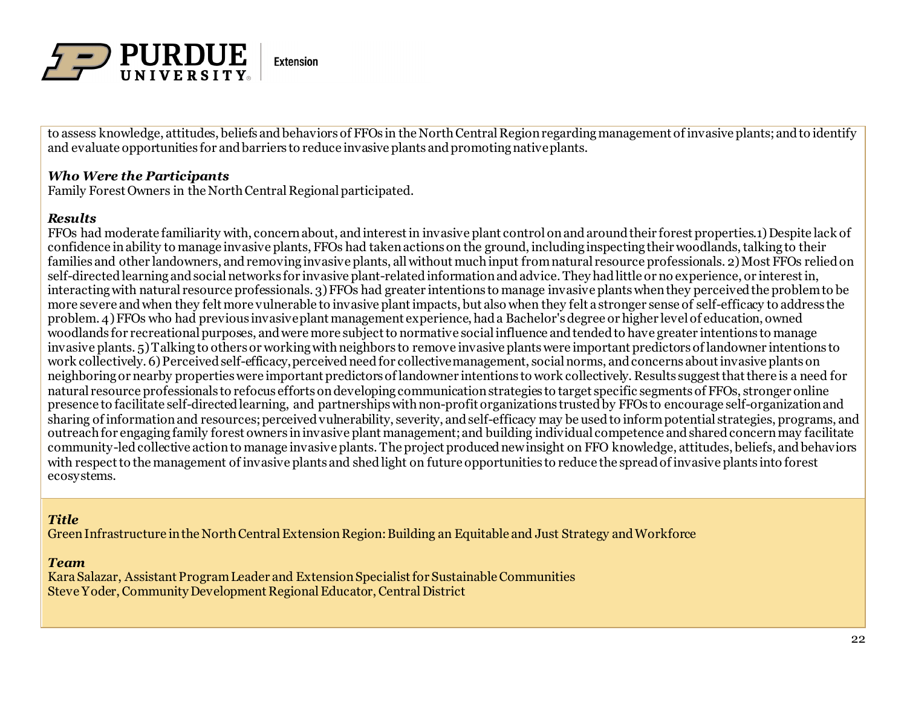to assess knowledge, attitudes, beliefs and behaviors of FFOs in the North Central Region regarding management of invasive plants; and to identify and evaluate opportunities for and barriers to reduce invasive plants and promoting native plants.

***Who Were the Participants***

Family Forest Owners in the North Central Regional participated.

***Results***

FFOs had moderate familiarity with, concern about, and interest in invasive plant control on and around their forest properties.1) Despite lack of confidence in ability to manage invasive plants, FFOs had taken actions on the ground, including inspecting their woodlands, talking to their families and other landowners, and removing invasive plants, all without much input from natural resource professionals. 2) Most FFOs relied on self-directed learning and social networks for invasive plant-related information and advice. They had little or no experience, or interest in, interacting with natural resource professionals. 3) FFOs had greater intentions to manage invasive plants when they perceived the problem to be more severe and when they felt more vulnerable to invasive plant impacts, but also when they felt a stronger sense of self-efficacy to address the problem. 4) FFOs who had previous invasive plant management experience, had a Bachelor's degree or higher level of education, owned woodlands for recreational purposes, and were more subject to normative social influence and tended to have greater intentions to manage invasive plants. 5) Talking to others or working with neighbors to remove invasive plants were important predictors of landowner intentions to work collectively. 6) Perceived self-efficacy, perceived need for collective management, social norms, and concerns about invasive plants on neighboring or nearby properties were important predictors of landowner intentions to work collectively. Results suggest that there is a need for natural resource professionals to refocus efforts on developing communication strategies to target specific segments of FFOs, stronger online presence to facilitate self-directed learning, and partnerships with non-profit organizations trusted by FFOs to encourage self-organization and sharing of information and resources; perceived vulnerability, severity, and self-efficacy may be used to inform potential strategies, programs, and outreach for engaging family forest owners in invasive plant management; and building individual competence and shared concern may facilitate community-led collective action to manage invasive plants. The project produced new insight on FFO knowledge, attitudes, beliefs, and behaviors with respect to the management of invasive plants and shed light on future opportunities to reduce the spread of invasive plants into forest ecosystems.

***Title***

Green Infrastructure in the North Central Extension Region: Building an Equitable and Just Strategy and Workforce

***Team***

Kara Salazar, Assistant Program Leader and Extension Specialist for Sustainable Communities
Steve Yoder, Community Development Regional Educator, Central District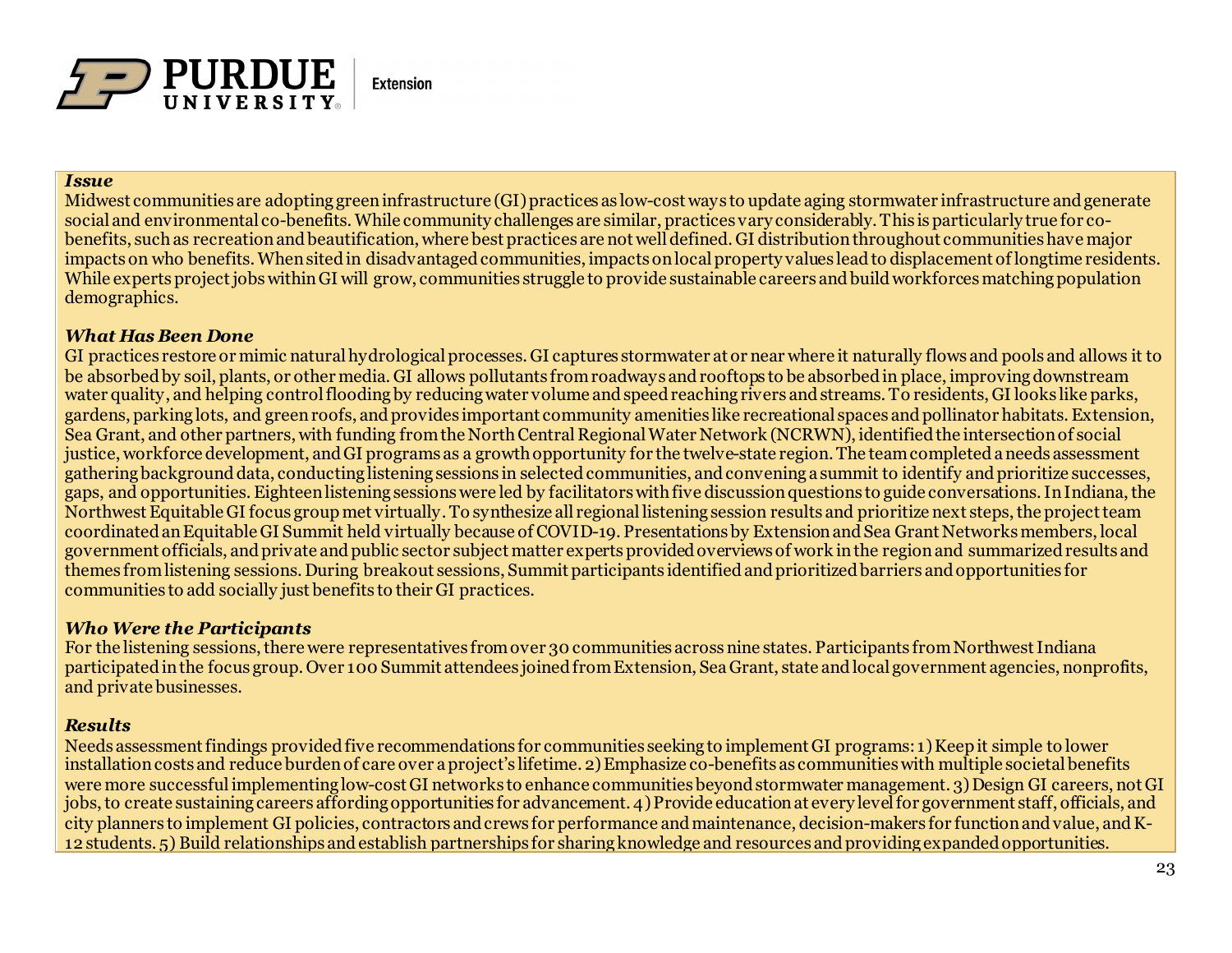***Issue***

Midwest communities are adopting green infrastructure (GI) practices as low-cost ways to update aging stormwater infrastructure and generate social and environmental co-benefits. While community challenges are similar, practices vary considerably. This is particularly true for co-benefits, such as recreation and beautification, where best practices are not well defined. GI distribution throughout communities have major impacts on who benefits. When sited in disadvantaged communities, impacts on local property values lead to displacement of longtime residents. While experts project jobs within GI will grow, communities struggle to provide sustainable careers and build workforces matching population demographics.

***What Has Been Done***

GI practices restore or mimic natural hydrological processes. GI captures stormwater at or near where it naturally flows and pools and allows it to be absorbed by soil, plants, or other media. GI allows pollutants from roadways and rooftops to be absorbed in place, improving downstream water quality, and helping control flooding by reducing water volume and speed reaching rivers and streams. To residents, GI looks like parks, gardens, parking lots, and green roofs, and provides important community amenities like recreational spaces and pollinator habitats. Extension, Sea Grant, and other partners, with funding from the North Central Regional Water Network (NCRWN), identified the intersection of social justice, workforce development, and GI programs as a growth opportunity for the twelve-state region. The team completed a needs assessment gathering background data, conducting listening sessions in selected communities, and convening a summit to identify and prioritize successes, gaps, and opportunities. Eighteen listening sessions were led by facilitators with five discussion questions to guide conversations. In Indiana, the Northwest Equitable GI focus group met virtually. To synthesize all regional listening session results and prioritize next steps, the project team coordinated an Equitable GI Summit held virtually because of COVID-19. Presentations by Extension and Sea Grant Networks members, local government officials, and private and public sector subject matter experts provided overviews of work in the region and summarized results and themes from listening sessions. During breakout sessions, Summit participants identified and prioritized barriers and opportunities for communities to add socially just benefits to their GI practices.

***Who Were the Participants***

For the listening sessions, there were representatives from over 30 communities across nine states. Participants from Northwest Indiana participated in the focus group. Over 100 Summit attendees joined from Extension, Sea Grant, state and local government agencies, nonprofits, and private businesses.

***Results***

Needs assessment findings provided five recommendations for communities seeking to implement GI programs: 1) Keep it simple to lower installation costs and reduce burden of care over a project's lifetime. 2) Emphasize co-benefits as communities with multiple societal benefits were more successful implementing low-cost GI networks to enhance communities beyond stormwater management. 3) Design GI careers, not GI jobs, to create sustaining careers affording opportunities for advancement. 4) Provide education at every level for government staff, officials, and city planners to implement GI policies, contractors and crews for performance and maintenance, decision-makers for function and value, and K-12 students. 5) Build relationships and establish partnerships for sharing knowledge and resources and providing expanded opportunities.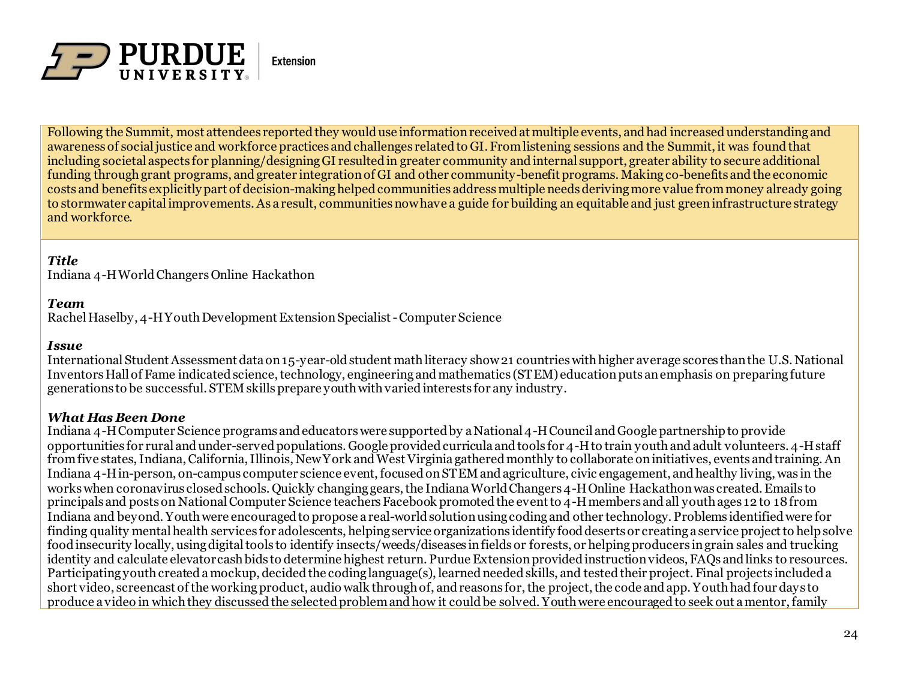Following the Summit, most attendees reported they would use information received at multiple events, and had increased understanding and awareness of social justice and workforce practices and challenges related to GI. From listening sessions and the Summit, it was found that including societal aspects for planning/designing GI resulted in greater community and internal support, greater ability to secure additional funding through grant programs, and greater integration of GI and other community-benefit programs. Making co-benefits and the economic costs and benefits explicitly part of decision-making helped communities address multiple needs deriving more value from money already going to stormwater capital improvements. As a result, communities now have a guide for building an equitable and just green infrastructure strategy and workforce.

***Title***
Indiana 4-H World Changers Online Hackathon

***Team***
Rachel Haselby, 4-H Youth Development Extension Specialist - Computer Science

***Issue***
International Student Assessment data on 15-year-old student math literacy show 21 countries with higher average scores than the U.S. National Inventors Hall of Fame indicated science, technology, engineering and mathematics (STEM) education puts an emphasis on preparing future generations to be successful. STEM skills prepare youth with varied interests for any industry.

***What Has Been Done***
Indiana 4-H Computer Science programs and educators were supported by a National 4-H Council and Google partnership to provide opportunities for rural and under-served populations. Google provided curricula and tools for 4-H to train youth and adult volunteers. 4-H staff from five states, Indiana, California, Illinois, New York and West Virginia gathered monthly to collaborate on initiatives, events and training. An Indiana 4-H in-person, on-campus computer science event, focused on STEM and agriculture, civic engagement, and healthy living, was in the works when coronavirus closed schools. Quickly changing gears, the Indiana World Changers 4-H Online Hackathon was created. Emails to principals and posts on National Computer Science teachers Facebook promoted the event to 4-H members and all youth ages 12 to 18 from Indiana and beyond. Youth were encouraged to propose a real-world solution using coding and other technology. Problems identified were for finding quality mental health services for adolescents, helping service organizations identify food deserts or creating a service project to help solve food insecurity locally, using digital tools to identify insects/weeds/diseases in fields or forests, or helping producers in grain sales and trucking identity and calculate elevator cash bids to determine highest return. Purdue Extension provided instruction videos, FAQs and links to resources. Participating youth created a mockup, decided the coding language(s), learned needed skills, and tested their project. Final projects included a short video, screencast of the working product, audio walk through of, and reasons for, the project, the code and app. Youth had four days to produce a video in which they discussed the selected problem and how it could be solved. Youth were encouraged to seek out a mentor, family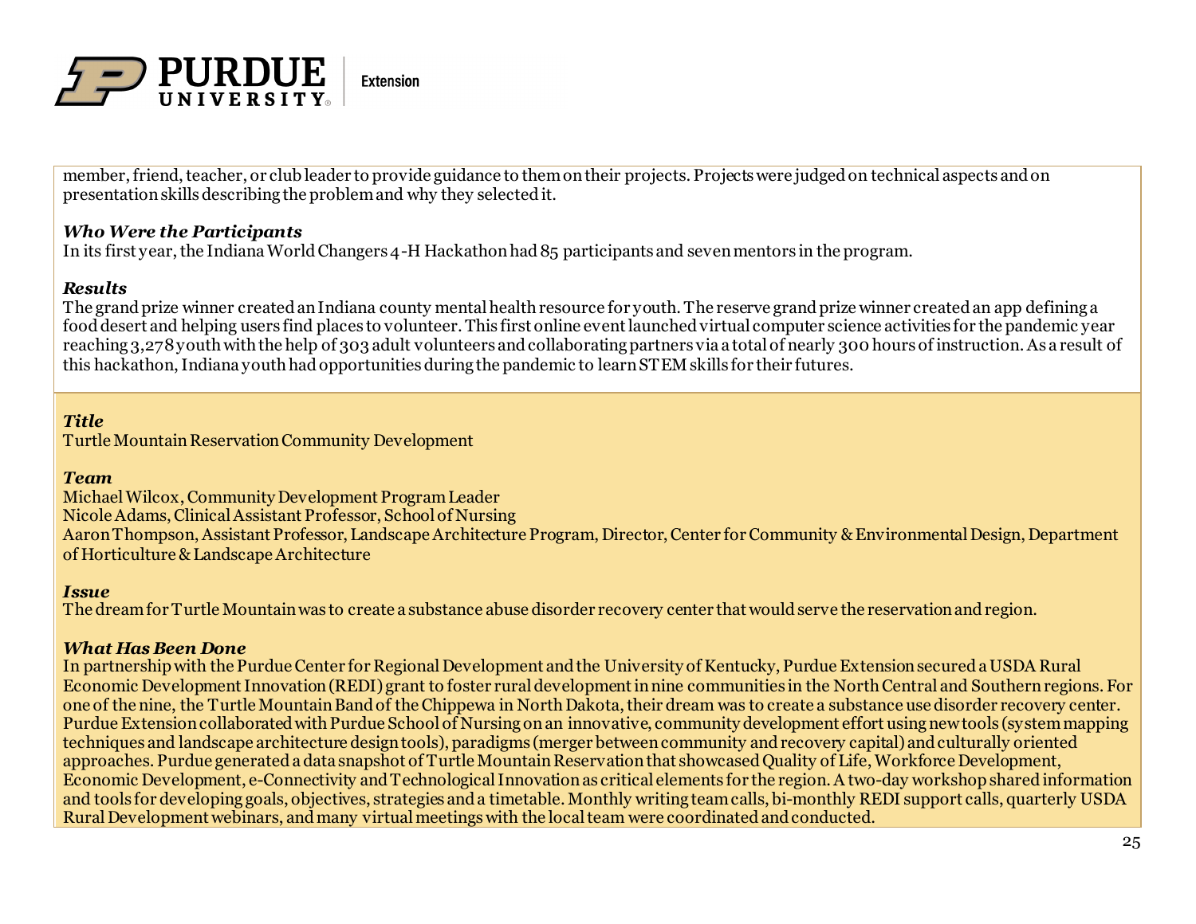member, friend, teacher, or club leader to provide guidance to them on their projects. Projects were judged on technical aspects and on presentation skills describing the problem and why they selected it.

***Who Were the Participants***
In its first year, the Indiana World Changers 4-H Hackathon had 85 participants and seven mentors in the program.

***Results***
The grand prize winner created an Indiana county mental health resource for youth. The reserve grand prize winner created an app defining a food desert and helping users find places to volunteer. This first online event launched virtual computer science activities for the pandemic year reaching 3,278 youth with the help of 303 adult volunteers and collaborating partners via a total of nearly 300 hours of instruction. As a result of this hackathon, Indiana youth had opportunities during the pandemic to learn STEM skills for their futures.

***Title***
Turtle Mountain Reservation Community Development

***Team***
Michael Wilcox, Community Development Program Leader
Nicole Adams, Clinical Assistant Professor, School of Nursing
Aaron Thompson, Assistant Professor, Landscape Architecture Program, Director, Center for Community & Environmental Design, Department of Horticulture & Landscape Architecture

***Issue***
The dream for Turtle Mountain was to create a substance abuse disorder recovery center that would serve the reservation and region.

***What Has Been Done***
In partnership with the Purdue Center for Regional Development and the University of Kentucky, Purdue Extension secured a USDA Rural Economic Development Innovation (REDI) grant to foster rural development in nine communities in the North Central and Southern regions. For one of the nine, the Turtle Mountain Band of the Chippewa in North Dakota, their dream was to create a substance use disorder recovery center. Purdue Extension collaborated with Purdue School of Nursing on an innovative, community development effort using new tools (system mapping techniques and landscape architecture design tools), paradigms (merger between community and recovery capital) and culturally oriented approaches. Purdue generated a data snapshot of Turtle Mountain Reservation that showcased Quality of Life, Workforce Development, Economic Development, e-Connectivity and Technological Innovation as critical elements for the region. A two-day workshop shared information and tools for developing goals, objectives, strategies and a timetable. Monthly writing team calls, bi-monthly REDI support calls, quarterly USDA Rural Development webinars, and many virtual meetings with the local team were coordinated and conducted.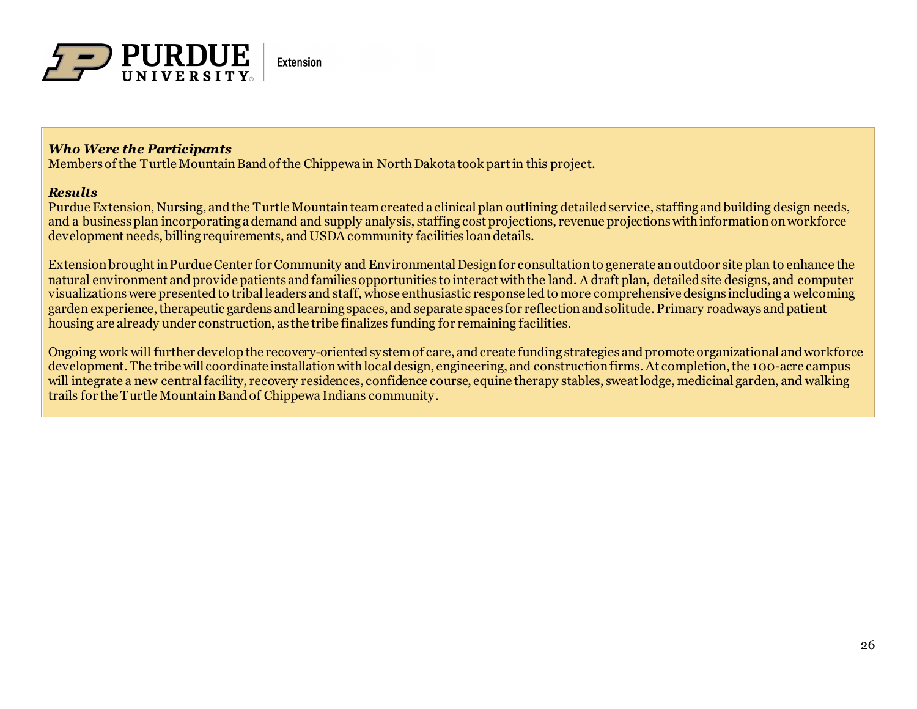***Who Were the Participants***

Members of the Turtle Mountain Band of the Chippewa in North Dakota took part in this project.

***Results***

Purdue Extension, Nursing, and the Turtle Mountain team created a clinical plan outlining detailed service, staffing and building design needs, and a business plan incorporating a demand and supply analysis, staffing cost projections, revenue projections with information on workforce development needs, billing requirements, and USDA community facilities loan details.

Extension brought in Purdue Center for Community and Environmental Design for consultation to generate an outdoor site plan to enhance the natural environment and provide patients and families opportunities to interact with the land. A draft plan, detailed site designs, and computer visualizations were presented to tribal leaders and staff, whose enthusiastic response led to more comprehensive designs including a welcoming garden experience, therapeutic gardens and learning spaces, and separate spaces for reflection and solitude. Primary roadways and patient housing are already under construction, as the tribe finalizes funding for remaining facilities.

Ongoing work will further develop the recovery-oriented system of care, and create funding strategies and promote organizational and workforce development. The tribe will coordinate installation with local design, engineering, and construction firms. At completion, the 100-acre campus will integrate a new central facility, recovery residences, confidence course, equine therapy stables, sweat lodge, medicinal garden, and walking trails for the Turtle Mountain Band of Chippewa Indians community.